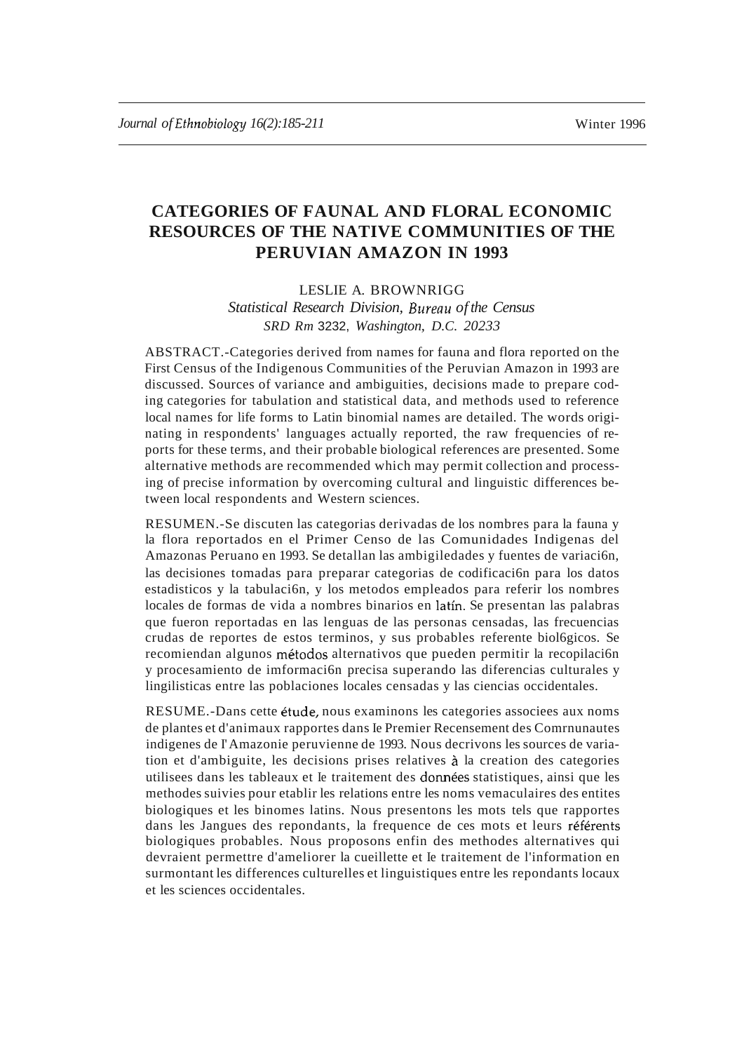# CATEGORIES OF FAUNAL AND FLORAL ECONOMIC RESOURCES OF THE NATIVE COMMUNITIES OF THE PERUVIAN AMAZON IN 1993

LESLIE A. BROWNRIGG

*Statistical Research Division, Bureau of the Census*
*SRD Rm 3232, Washington, D.C. 20233*

ABSTRACT.-Categories derived from names for fauna and flora reported on the First Census of the Indigenous Communities of the Peruvian Amazon in 1993 are discussed. Sources of variance and ambiguities, decisions made to prepare coding categories for tabulation and statistical data, and methods used to reference local names for life forms to Latin binomial names are detailed. The words originating in respondents' languages actually reported, the raw frequencies of reports for these terms, and their probable biological references are presented. Some alternative methods are recommended which may permit collection and processing of precise information by overcoming cultural and linguistic differences between local respondents and Western sciences.

RESUMEN.-Se discuten las categorias derivadas de los nombres para la fauna y la flora reportados en el Primer Censo de las Comunidades Indigenas del Amazonas Peruano en 1993. Se detallan las ambigiledades y fuentes de variaci6n, las decisiones tomadas para preparar categorias de codificaci6n para los datos estadisticos y la tabulaci6n, y los metodos empleados para referir los nombres locales de formas de vida a nombres binarios en latín. Se presentan las palabras que fueron reportadas en las lenguas de las personas censadas, las frecuencias crudas de reportes de estos terminos, y sus probables referente biol6gicos. Se recomiendan algunos métodos alternativos que pueden permitir la recopilaci6n y procesamiento de imformaci6n precisa superando las diferencias culturales y lingilisticas entre las poblaciones locales censadas y las ciencias occidentales.

RESUME.-Dans cette étude, nous examinons les categories associees aux noms de plantes et d'animaux rapportes dans le Premier Recensement des Comrnunautes indigenes de l'Amazonie peruvienne de 1993. Nous decrivons les sources de variation et d'ambiguite, les decisions prises relatives à la creation des categories utilisees dans les tableaux et le traitement des données statistiques, ainsi que les methodes suivies pour etablir les relations entre les noms vemaculaires des entites biologiques et les binomes latins. Nous presentons les mots tels que rapportes dans les Jangues des repondants, la frequence de ces mots et leurs référents biologiques probables. Nous proposons enfin des methodes alternatives qui devraient permettre d'ameliorer la cueillette et le traitement de l'information en surmontant les differences culturelles et linguistiques entre les repondants locaux et les sciences occidentales.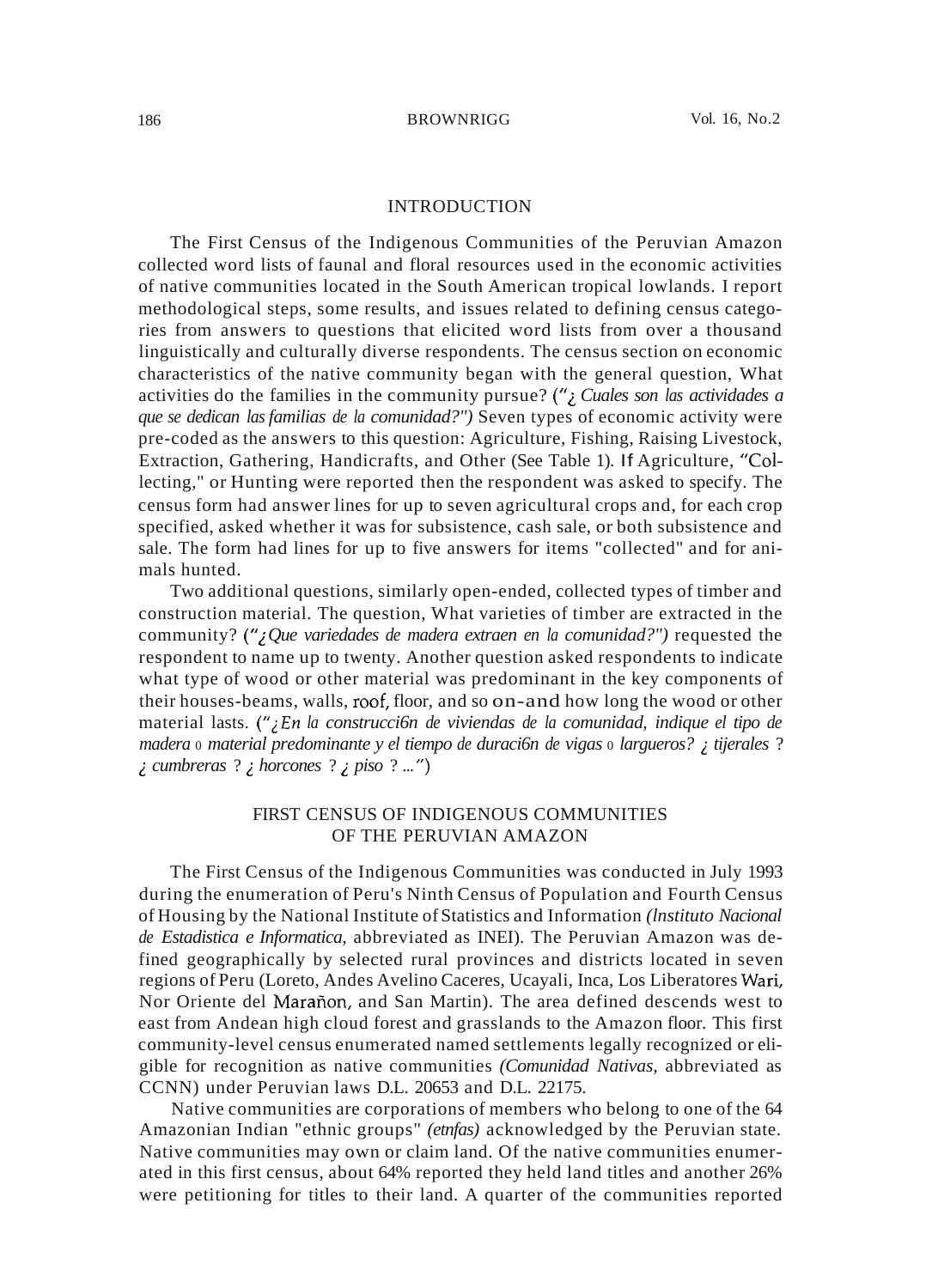## INTRODUCTION

The First Census of the Indigenous Communities of the Peruvian Amazon collected word lists of faunal and floral resources used in the economic activities of native communities located in the South American tropical lowlands. I report methodological steps, some results, and issues related to defining census categories from answers to questions that elicited word lists from over a thousand linguistically and culturally diverse respondents. The census section on economic characteristics of the native community began with the general question, What activities do the families in the community pursue? ("*¿Cuales son las actividades a que se dedican las familias de la comunidad?")* Seven types of economic activity were pre-coded as the answers to this question: Agriculture, Fishing, Raising Livestock, Extraction, Gathering, Handicrafts, and Other (See Table 1). If Agriculture, "Collecting," or Hunting were reported then the respondent was asked to specify. The census form had answer lines for up to seven agricultural crops and, for each crop specified, asked whether it was for subsistence, cash sale, or both subsistence and sale. The form had lines for up to five answers for items "collected" and for animals hunted.

Two additional questions, similarly open-ended, collected types of timber and construction material. The question, What varieties of timber are extracted in the community? ("*¿Que variedades de madera extraen en la comunidad?")* requested the respondent to name up to twenty. Another question asked respondents to indicate what type of wood or other material was predominant in the key components of their houses-beams, walls, roof, floor, and so on-and how long the wood or other material lasts. ("*¿En la construcci6n de viviendas de la comunidad, indique el tipo de madera o material predominante y el tiempo de duraci6n de vigas o largueros? ¿ tijerales ? ¿ cumbreras ? ¿ horcones ? ¿ piso ? ..."*)

## FIRST CENSUS OF INDIGENOUS COMMUNITIES OF THE PERUVIAN AMAZON

The First Census of the Indigenous Communities was conducted in July 1993 during the enumeration of Peru's Ninth Census of Population and Fourth Census of Housing by the National Institute of Statistics and Information *(lnstituto Nacional de Estadistica e Informatica,* abbreviated as INEI). The Peruvian Amazon was defined geographically by selected rural provinces and districts located in seven regions of Peru (Loreto, Andes Avelino Caceres, Ucayali, Inca, Los Liberatores Wari, Nor Oriente del Marañon, and San Martin). The area defined descends west to east from Andean high cloud forest and grasslands to the Amazon floor. This first community-level census enumerated named settlements legally recognized or eligible for recognition as native communities *(Comunidad Nativas,* abbreviated as CCNN) under Peruvian laws D.L. 20653 and D.L. 22175.

Native communities are corporations of members who belong to one of the 64 Amazonian Indian "ethnic groups" *(etnfas)* acknowledged by the Peruvian state. Native communities may own or claim land. Of the native communities enumerated in this first census, about 64% reported they held land titles and another 26% were petitioning for titles to their land. A quarter of the communities reported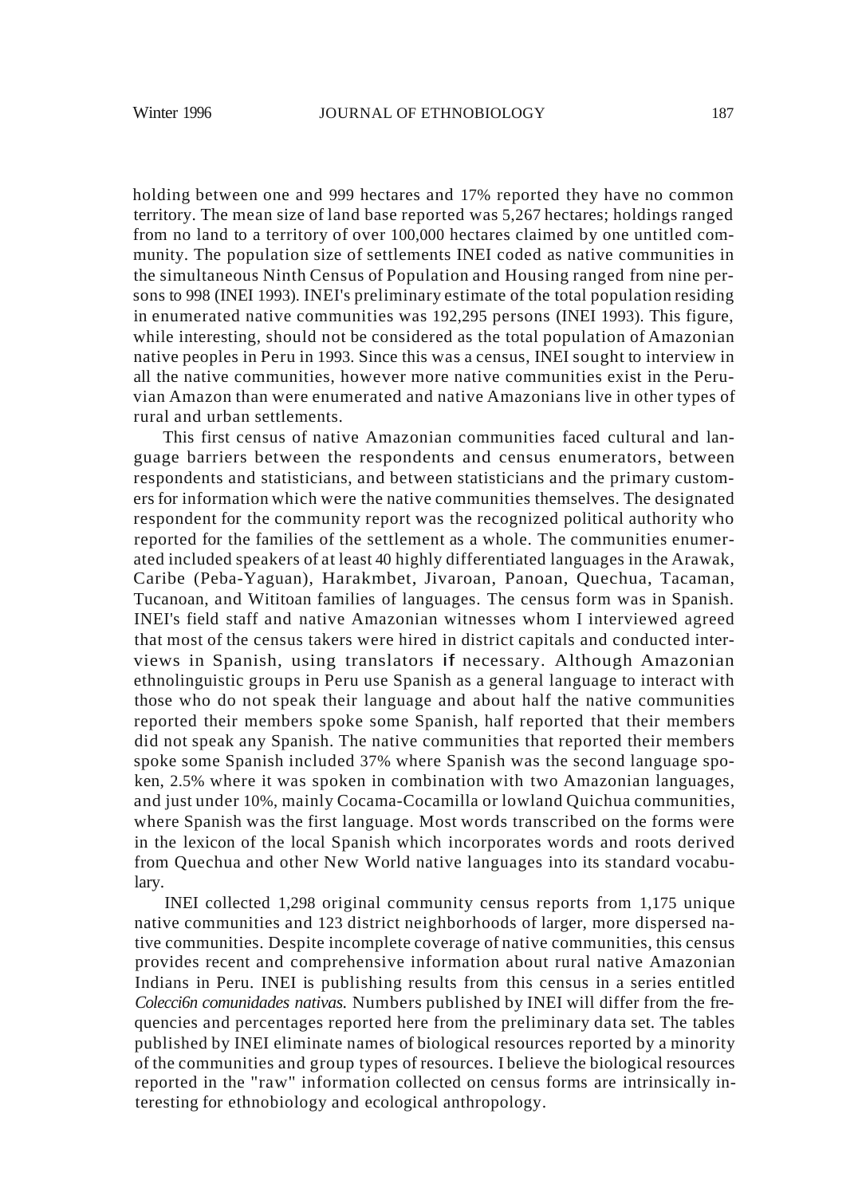holding between one and 999 hectares and 17% reported they have no common territory. The mean size of land base reported was 5,267 hectares; holdings ranged from no land to a territory of over 100,000 hectares claimed by one untitled community. The population size of settlements INEI coded as native communities in the simultaneous Ninth Census of Population and Housing ranged from nine persons to 998 (INEI 1993). INEI's preliminary estimate of the total population residing in enumerated native communities was 192,295 persons (INEI 1993). This figure, while interesting, should not be considered as the total population of Amazonian native peoples in Peru in 1993. Since this was a census, INEI sought to interview in all the native communities, however more native communities exist in the Peruvian Amazon than were enumerated and native Amazonians live in other types of rural and urban settlements.

This first census of native Amazonian communities faced cultural and language barriers between the respondents and census enumerators, between respondents and statisticians, and between statisticians and the primary customers for information which were the native communities themselves. The designated respondent for the community report was the recognized political authority who reported for the families of the settlement as a whole. The communities enumerated included speakers of at least 40 highly differentiated languages in the Arawak, Caribe (Peba-Yaguan), Harakmbet, Jivaroan, Panoan, Quechua, Tacaman, Tucanoan, and Witotoan families of languages. The census form was in Spanish. INEI's field staff and native Amazonian witnesses whom I interviewed agreed that most of the census takers were hired in district capitals and conducted interviews in Spanish, using translators if necessary. Although Amazonian ethnolinguistic groups in Peru use Spanish as a general language to interact with those who do not speak their language and about half the native communities reported their members spoke some Spanish, half reported that their members did not speak any Spanish. The native communities that reported their members spoke some Spanish included 37% where Spanish was the second language spoken, 2.5% where it was spoken in combination with two Amazonian languages, and just under 10%, mainly Cocama-Cocamilla or lowland Quichua communities, where Spanish was the first language. Most words transcribed on the forms were in the lexicon of the local Spanish which incorporates words and roots derived from Quechua and other New World native languages into its standard vocabulary.

INEI collected 1,298 original community census reports from 1,175 unique native communities and 123 district neighborhoods of larger, more dispersed native communities. Despite incomplete coverage of native communities, this census provides recent and comprehensive information about rural native Amazonian Indians in Peru. INEI is publishing results from this census in a series entitled *Colecci6n comunidades nativas.* Numbers published by INEI will differ from the frequencies and percentages reported here from the preliminary data set. The tables published by INEI eliminate names of biological resources reported by a minority of the communities and group types of resources. I believe the biological resources reported in the "raw" information collected on census forms are intrinsically interesting for ethnobiology and ecological anthropology.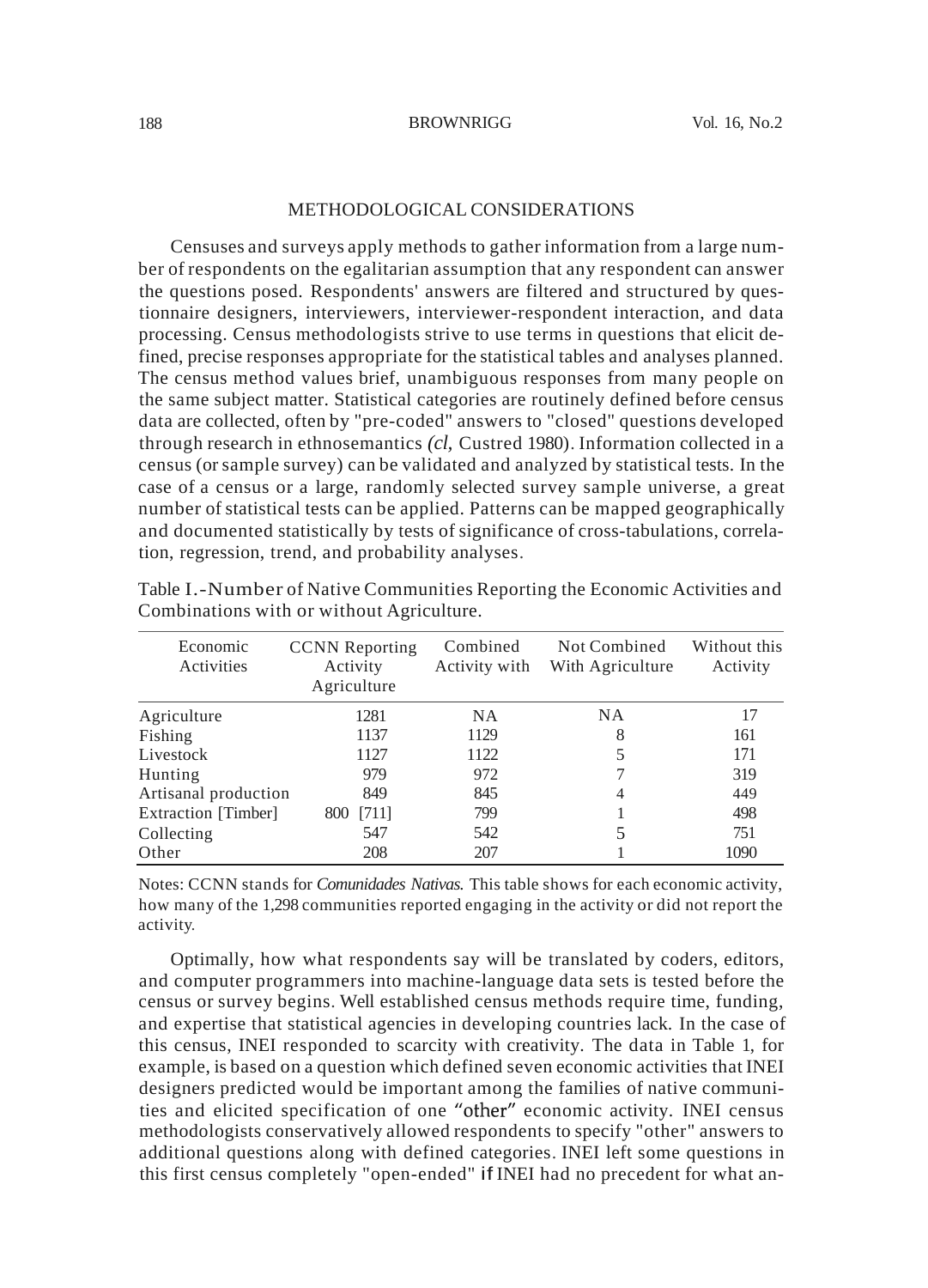## METHODOLOGICAL CONSIDERATIONS

Censuses and surveys apply methods to gather information from a large number of respondents on the egalitarian assumption that any respondent can answer the questions posed. Respondents' answers are filtered and structured by questionnaire designers, interviewers, interviewer-respondent interaction, and data processing. Census methodologists strive to use terms in questions that elicit defined, precise responses appropriate for the statistical tables and analyses planned. The census method values brief, unambiguous responses from many people on the same subject matter. Statistical categories are routinely defined before census data are collected, often by "pre-coded" answers to "closed" questions developed through research in ethnosemantics *(cl,* Custred 1980). Information collected in a census (or sample survey) can be validated and analyzed by statistical tests. In the case of a census or a large, randomly selected survey sample universe, a great number of statistical tests can be applied. Patterns can be mapped geographically and documented statistically by tests of significance of cross-tabulations, correlation, regression, trend, and probability analyses.

Table I.-Number of Native Communities Reporting the Economic Activities and Combinations with or without Agriculture.

| Economic Activities | CCNN Reporting Activity Agriculture | Combined Activity with | Not Combined With Agriculture | Without this Activity |
|---|---|---|---|---|
| Agriculture | 1281 | NA | NA | 17 |
| Fishing | 1137 | 1129 | 8 | 161 |
| Livestock | 1127 | 1122 | 5 | 171 |
| Hunting | 979 | 972 | 7 | 319 |
| Artisanal production | 849 | 845 | 4 | 449 |
| Extraction [Timber] | 800 [711] | 799 | 1 | 498 |
| Collecting | 547 | 542 | 5 | 751 |
| Other | 208 | 207 | 1 | 1090 |

Notes: CCNN stands for *Comunidades Nativas.* This table shows for each economic activity, how many of the 1,298 communities reported engaging in the activity or did not report the activity.

Optimally, how what respondents say will be translated by coders, editors, and computer programmers into machine-language data sets is tested before the census or survey begins. Well established census methods require time, funding, and expertise that statistical agencies in developing countries lack. In the case of this census, INEI responded to scarcity with creativity. The data in Table 1, for example, is based on a question which defined seven economic activities that INEI designers predicted would be important among the families of native communities and elicited specification of one "other" economic activity. INEI census methodologists conservatively allowed respondents to specify "other" answers to additional questions along with defined categories. INEI left some questions in this first census completely "open-ended" if INEI had no precedent for what an-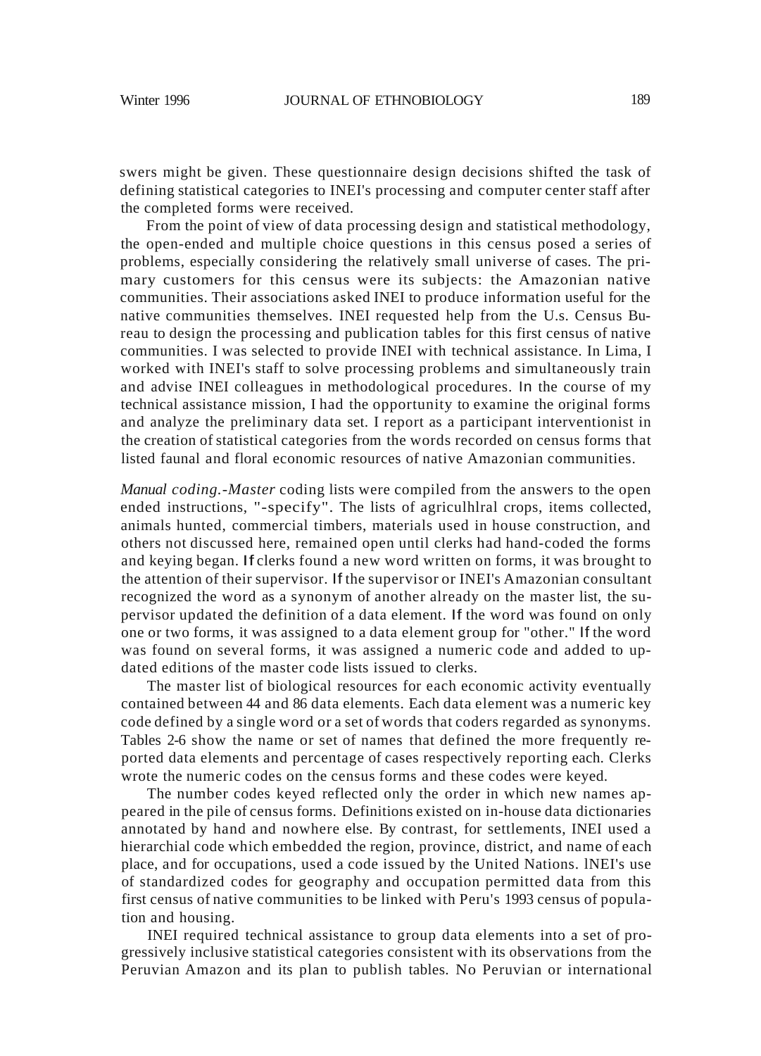swers might be given. These questionnaire design decisions shifted the task of defining statistical categories to INEI's processing and computer center staff after the completed forms were received.

From the point of view of data processing design and statistical methodology, the open-ended and multiple choice questions in this census posed a series of problems, especially considering the relatively small universe of cases. The primary customers for this census were its subjects: the Amazonian native communities. Their associations asked INEI to produce information useful for the native communities themselves. INEI requested help from the U.s. Census Bureau to design the processing and publication tables for this first census of native communities. I was selected to provide INEI with technical assistance. In Lima, I worked with INEI's staff to solve processing problems and simultaneously train and advise INEI colleagues in methodological procedures. In the course of my technical assistance mission, I had the opportunity to examine the original forms and analyze the preliminary data set. I report as a participant interventionist in the creation of statistical categories from the words recorded on census forms that listed faunal and floral economic resources of native Amazonian communities.

*Manual coding.-Master* coding lists were compiled from the answers to the open ended instructions, "-specify". The lists of agriculhlral crops, items collected, animals hunted, commercial timbers, materials used in house construction, and others not discussed here, remained open until clerks had hand-coded the forms and keying began. If clerks found a new word written on forms, it was brought to the attention of their supervisor. If the supervisor or INEI's Amazonian consultant recognized the word as a synonym of another already on the master list, the supervisor updated the definition of a data element. If the word was found on only one or two forms, it was assigned to a data element group for "other." If the word was found on several forms, it was assigned a numeric code and added to updated editions of the master code lists issued to clerks.

The master list of biological resources for each economic activity eventually contained between 44 and 86 data elements. Each data element was a numeric key code defined by a single word or a set of words that coders regarded as synonyms. Tables 2-6 show the name or set of names that defined the more frequently reported data elements and percentage of cases respectively reporting each. Clerks wrote the numeric codes on the census forms and these codes were keyed.

The number codes keyed reflected only the order in which new names appeared in the pile of census forms. Definitions existed on in-house data dictionaries annotated by hand and nowhere else. By contrast, for settlements, INEI used a hierarchial code which embedded the region, province, district, and name of each place, and for occupations, used a code issued by the United Nations. lNEI's use of standardized codes for geography and occupation permitted data from this first census of native communities to be linked with Peru's 1993 census of population and housing.

INEI required technical assistance to group data elements into a set of progressively inclusive statistical categories consistent with its observations from the Peruvian Amazon and its plan to publish tables. No Peruvian or international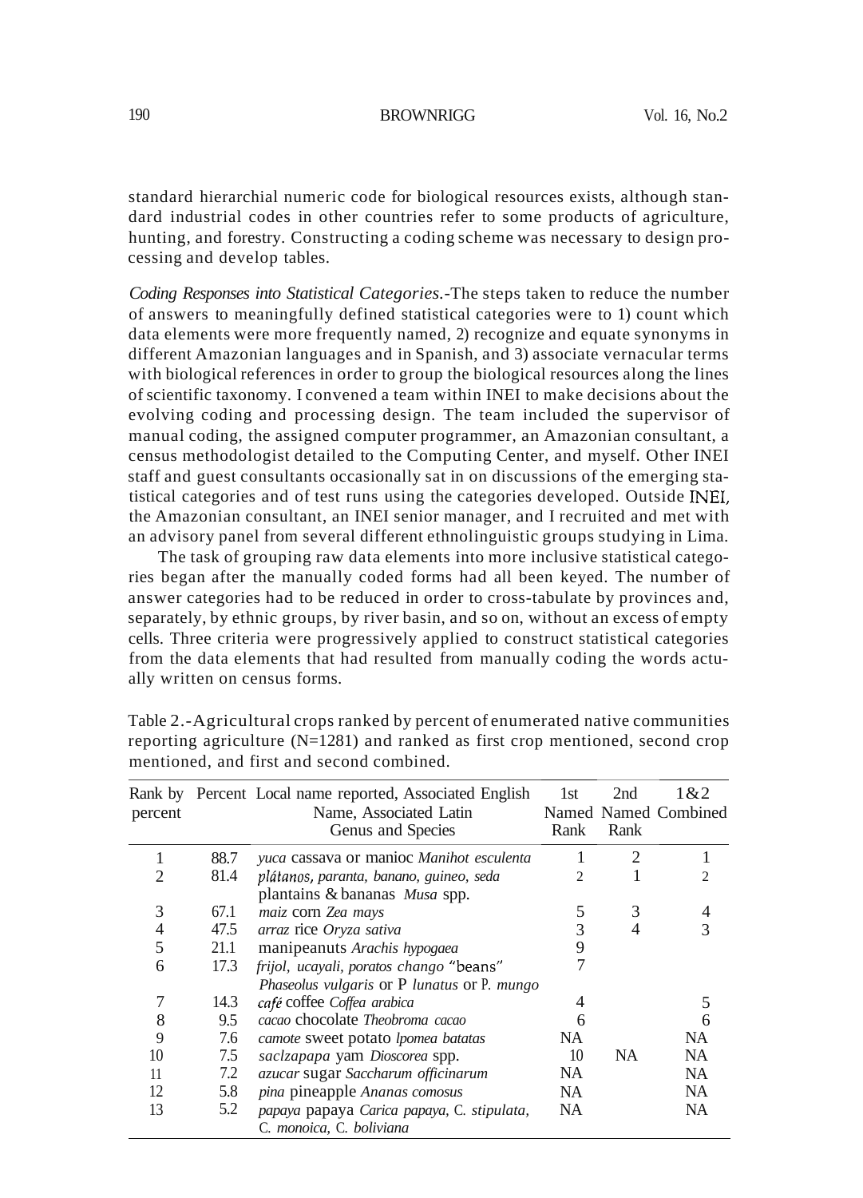standard hierarchial numeric code for biological resources exists, although standard industrial codes in other countries refer to some products of agriculture, hunting, and forestry. Constructing a coding scheme was necessary to design processing and develop tables.

*Coding Responses into Statistical Categories.*-The steps taken to reduce the number of answers to meaningfully defined statistical categories were to 1) count which data elements were more frequently named, 2) recognize and equate synonyms in different Amazonian languages and in Spanish, and 3) associate vernacular terms with biological references in order to group the biological resources along the lines of scientific taxonomy. I convened a team within INEI to make decisions about the evolving coding and processing design. The team included the supervisor of manual coding, the assigned computer programmer, an Amazonian consultant, a census methodologist detailed to the Computing Center, and myself. Other INEI staff and guest consultants occasionally sat in on discussions of the emerging statistical categories and of test runs using the categories developed. Outside INEI, the Amazonian consultant, an INEI senior manager, and I recruited and met with an advisory panel from several different ethnolinguistic groups studying in Lima.

The task of grouping raw data elements into more inclusive statistical categories began after the manually coded forms had all been keyed. The number of answer categories had to be reduced in order to cross-tabulate by provinces and, separately, by ethnic groups, by river basin, and so on, without an excess of empty cells. Three criteria were progressively applied to construct statistical categories from the data elements that had resulted from manually coding the words actually written on census forms.

Table 2.-Agricultural crops ranked by percent of enumerated native communities reporting agriculture (N=1281) and ranked as first crop mentioned, second crop mentioned, and first and second combined.

| Rank by percent | Percent | Local name reported, Associated English Name, Associated Latin Genus and Species | 1st Named Rank | 2nd Named Rank | 1&2 Combined |
|---|---|---|---|---|---|
| 1 | 88.7 | *yuca* cassava or manioc *Manihot esculenta* | 1 | 2 | 1 |
| 2 | 81.4 | *plátanos, paranta, banano, guineo, seda* plantains & bananas *Musa* spp. | 2 | 1 | 2 |
| 3 | 67.1 | *maiz* corn *Zea mays* | 5 | 3 | 4 |
| 4 | 47.5 | *arraz* rice *Oryza sativa* | 3 | 4 | 3 |
| 5 | 21.1 | manipeanuts *Arachis hypogaea* | 9 | | |
| 6 | 17.3 | *frijol, ucayali, poratos chango* "beans" *Phaseolus vulgaris* or *P lunatus* or *P. mungo* | 7 | | |
| 7 | 14.3 | *café* coffee *Coffea arabica* | 4 | | 5 |
| 8 | 9.5 | *cacao* chocolate *Theobroma cacao* | 6 | | 6 |
| 9 | 7.6 | *camote* sweet potato *lpomea batatas* | NA | | NA |
| 10 | 7.5 | *saclzapapa* yam *Dioscorea* spp. | 10 | NA | NA |
| 11 | 7.2 | *azucar* sugar *Saccharum officinarum* | NA | | NA |
| 12 | 5.8 | *pina* pineapple *Ananas comosus* | NA | | NA |
| 13 | 5.2 | *papaya* papaya *Carica papaya, C. stipulata, C. monoica, C. boliviana* | NA | | NA |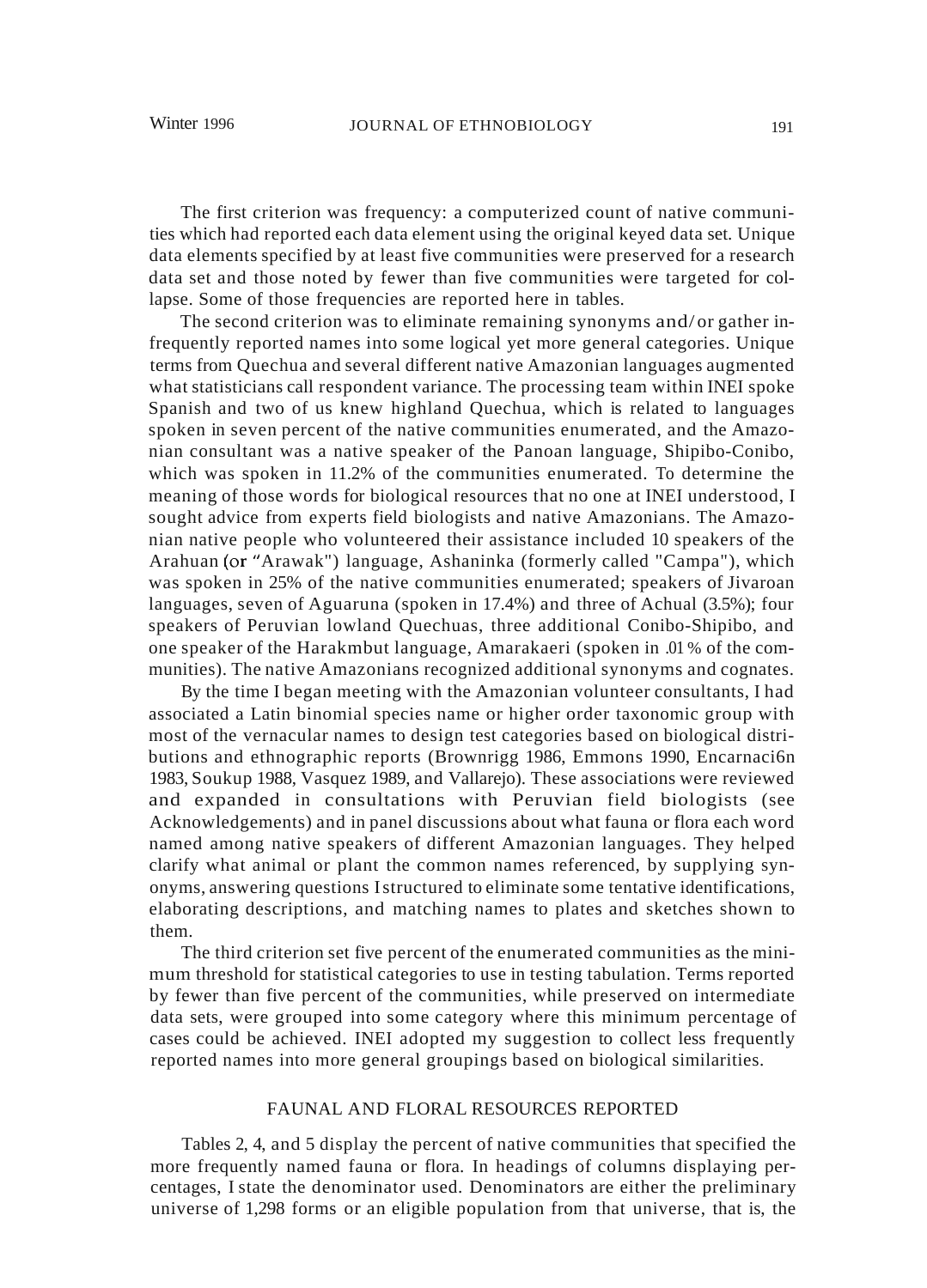The first criterion was frequency: a computerized count of native communities which had reported each data element using the original keyed data set. Unique data elements specified by at least five communities were preserved for a research data set and those noted by fewer than five communities were targeted for collapse. Some of those frequencies are reported here in tables.

The second criterion was to eliminate remaining synonyms and/or gather infrequently reported names into some logical yet more general categories. Unique terms from Quechua and several different native Amazonian languages augmented what statisticians call respondent variance. The processing team within INEI spoke Spanish and two of us knew highland Quechua, which is related to languages spoken in seven percent of the native communities enumerated, and the Amazonian consultant was a native speaker of the Panoan language, Shipibo-Conibo, which was spoken in 11.2% of the communities enumerated. To determine the meaning of those words for biological resources that no one at INEI understood, I sought advice from experts field biologists and native Amazonians. The Amazonian native people who volunteered their assistance included 10 speakers of the Arahuan (or "Arawak") language, Ashaninka (formerly called "Campa"), which was spoken in 25% of the native communities enumerated; speakers of Jivaroan languages, seven of Aguaruna (spoken in 17.4%) and three of Achual (3.5%); four speakers of Peruvian lowland Quechuas, three additional Conibo-Shipibo, and one speaker of the Harakmbut language, Amarakaeri (spoken in .01% of the communities). The native Amazonians recognized additional synonyms and cognates.

By the time I began meeting with the Amazonian volunteer consultants, I had associated a Latin binomial species name or higher order taxonomic group with most of the vernacular names to design test categories based on biological distributions and ethnographic reports (Brownrigg 1986, Emmons 1990, Encarnaci6n 1983, Soukup 1988, Vasquez 1989, and Vallarejo). These associations were reviewed and expanded in consultations with Peruvian field biologists (see Acknowledgements) and in panel discussions about what fauna or flora each word named among native speakers of different Amazonian languages. They helped clarify what animal or plant the common names referenced, by supplying synonyms, answering questions I structured to eliminate some tentative identifications, elaborating descriptions, and matching names to plates and sketches shown to them.

The third criterion set five percent of the enumerated communities as the minimum threshold for statistical categories to use in testing tabulation. Terms reported by fewer than five percent of the communities, while preserved on intermediate data sets, were grouped into some category where this minimum percentage of cases could be achieved. INEI adopted my suggestion to collect less frequently reported names into more general groupings based on biological similarities.

## FAUNAL AND FLORAL RESOURCES REPORTED

Tables 2, 4, and 5 display the percent of native communities that specified the more frequently named fauna or flora. In headings of columns displaying percentages, I state the denominator used. Denominators are either the preliminary universe of 1,298 forms or an eligible population from that universe, that is, the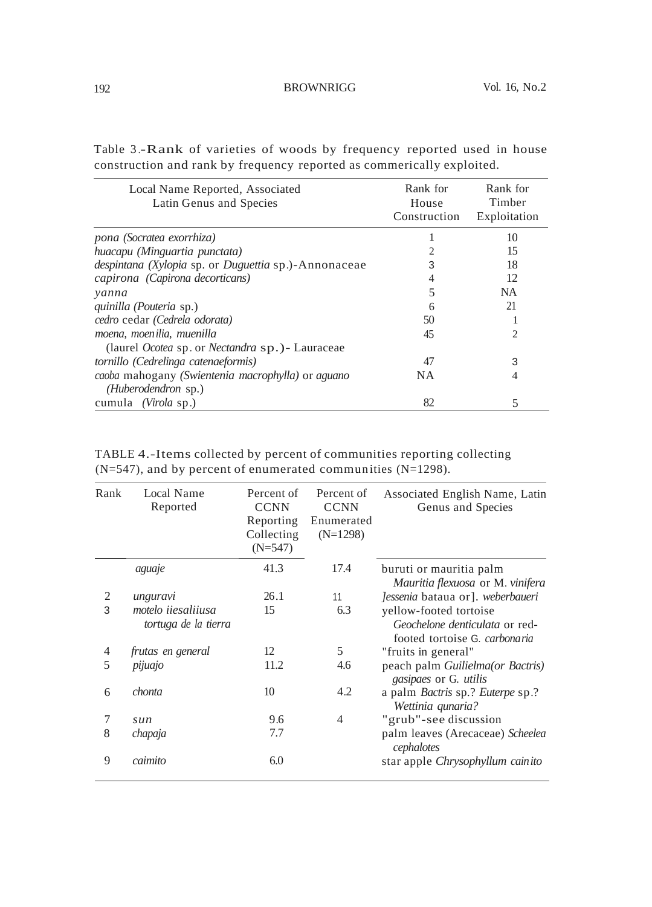Table 3.-Rank of varieties of woods by frequency reported used in house construction and rank by frequency reported as commerically exploited.

| Local Name Reported, Associated Latin Genus and Species | Rank for House Construction | Rank for Timber Exploitation |
|---|---|---|
| *pona (Socratea exorrhiza)* | 1 | 10 |
| *huacapu (Minguartia punctata)* | 2 | 15 |
| *despintana (Xylopia* sp. or *Duguettia* sp.)-Annonaceae | 3 | 18 |
| *capirona (Capirona decorticans)* | 4 | 12 |
| *yanna* | 5 | NA |
| *quinilla (Pouteria* sp.) | 6 | 21 |
| *cedro* cedar *(Cedrela odorata)* | 50 | 1 |
| *moena, moenilia, muenilla* (laurel *Ocotea* sp. or *Nectandra* sp.)- Lauraceae | 45 | 2 |
| *tornillo (Cedrelinga catenaeformis)* | 47 | 3 |
| *caoba* mahogany *(Swientenia macrophylla)* or *aguano (Huberodendron* sp.) | NA | 4 |
| cumula *(Virola* sp.) | 82 | 5 |

TABLE 4.-Items collected by percent of communities reporting collecting (N=547), and by percent of enumerated communities (N=1298).

| Rank | Local Name Reported | Percent of CCNN Reporting Collecting (N=547) | Percent of CCNN Enumerated (N=1298) | Associated English Name, Latin Genus and Species |
|---|---|---|---|---|
| | *aguaje* | 41.3 | 17.4 | buruti or mauritia palm *Mauritia flexuosa* or M. *vinifera* |
| 2 | *unguravi* | 26.1 | 11 | *Jessenia* bataua or]. *weberbaueri* |
| 3 | *motelo iiesaliiusa tortuga de la tierra* | 15 | 6.3 | yellow-footed tortoise *Geochelone denticulata* or red-footed tortoise G. *carbonaria* |
| 4 | *frutas en general* | 12 | 5 | "fruits in general" |
| 5 | *pijuajo* | 11.2 | 4.6 | peach palm *Guilielma(or Bactris) gasipaes* or G. *utilis* |
| 6 | *chonta* | 10 | 4.2 | a palm *Bactris* sp.? *Euterpe* sp.? *Wettinia qunaria?* |
| 7 | *sun* | 9.6 | 4 | "grub"-see discussion |
| 8 | *chapaja* | 7.7 | | palm leaves (Arecaceae) *Scheelea cephalotes* |
| 9 | *caimito* | 6.0 | | star apple *Chrysophyllum cainito* |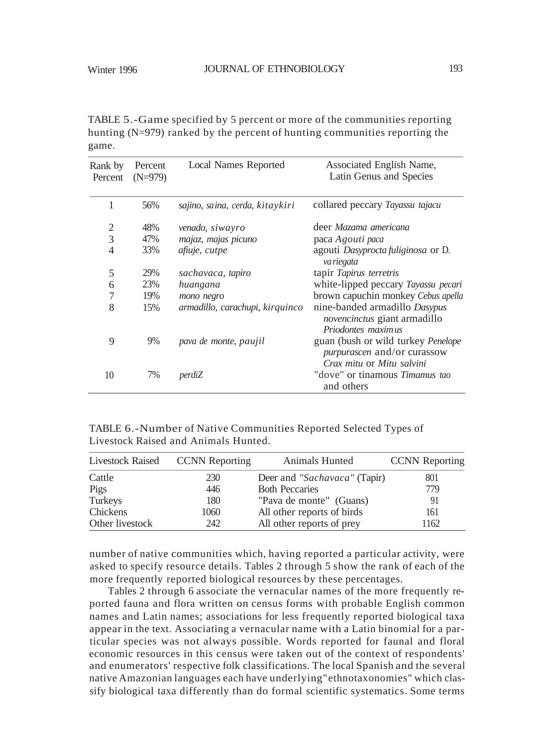TABLE 5.-Game specified by 5 percent or more of the communities reporting hunting (N=979) ranked by the percent of hunting communities reporting the game.

| Rank by Percent | Percent (N=979) | Local Names Reported | Associated English Name, Latin Genus and Species |
|---|---|---|---|
| 1 | 56% | *sajino, saina, cerda, kitaykiri* | collared peccary *Tayassu tajacu* |
| 2 | 48% | *venado, siwayro* | deer *Mazama americana* |
| 3 | 47% | *majaz, majas picuno* | paca *Agouti paca* |
| 4 | 33% | *afiuje, cutpe* | agouti *Dasyprocta fuliginosa* or D. *variegata* |
| 5 | 29% | *sachavaca, tapiro* | tapir *Tapirus terretris* |
| 6 | 23% | *huangana* | white-lipped peccary *Tayassu pecari* |
| 7 | 19% | *mono negro* | brown capuchin monkey *Cebus apella* |
| 8 | 15% | *armadillo, carachupi, kirquinco* | nine-banded armadillo *Dasypus novencinctus* giant armadillo *Priodontes maximus* |
| 9 | 9% | *pava de monte, paujil* | guan (bush or wild turkey *Penelope purpurascen* and/or curassow *Crax mitu* or *Mitu salvini* |
| 10 | 7% | *perdiZ* | "dove" or tinamous *Timamus tao* and others |

TABLE 6.-Number of Native Communities Reported Selected Types of Livestock Raised and Animals Hunted.

| Livestock Raised | CCNN Reporting | Animals Hunted | CCNN Reporting |
|---|---|---|---|
| Cattle | 230 | Deer and *"Sachavaca"* (Tapir) | 801 |
| Pigs | 446 | Both Peccaries | 779 |
| Turkeys | 180 | "Pava de monte" (Guans) | 91 |
| Chickens | 1060 | All other reports of birds | 161 |
| Other livestock | 242 | All other reports of prey | 1162 |

number of native communities which, having reported a particular activity, were asked to specify resource details. Tables 2 through 5 show the rank of each of the more frequently reported biological resources by these percentages.

Tables 2 through 6 associate the vernacular names of the more frequently reported fauna and flora written on census forms with probable English common names and Latin names; associations for less frequently reported biological taxa appear in the text. Associating a vernacular name with a Latin binomial for a particular species was not always possible. Words reported for faunal and floral economic resources in this census were taken out of the context of respondents' and enumerators' respective folk classifications. The local Spanish and the several native Amazonian languages each have underlying "ethnotaxonomies" which classify biological taxa differently than do formal scientific systematics. Some terms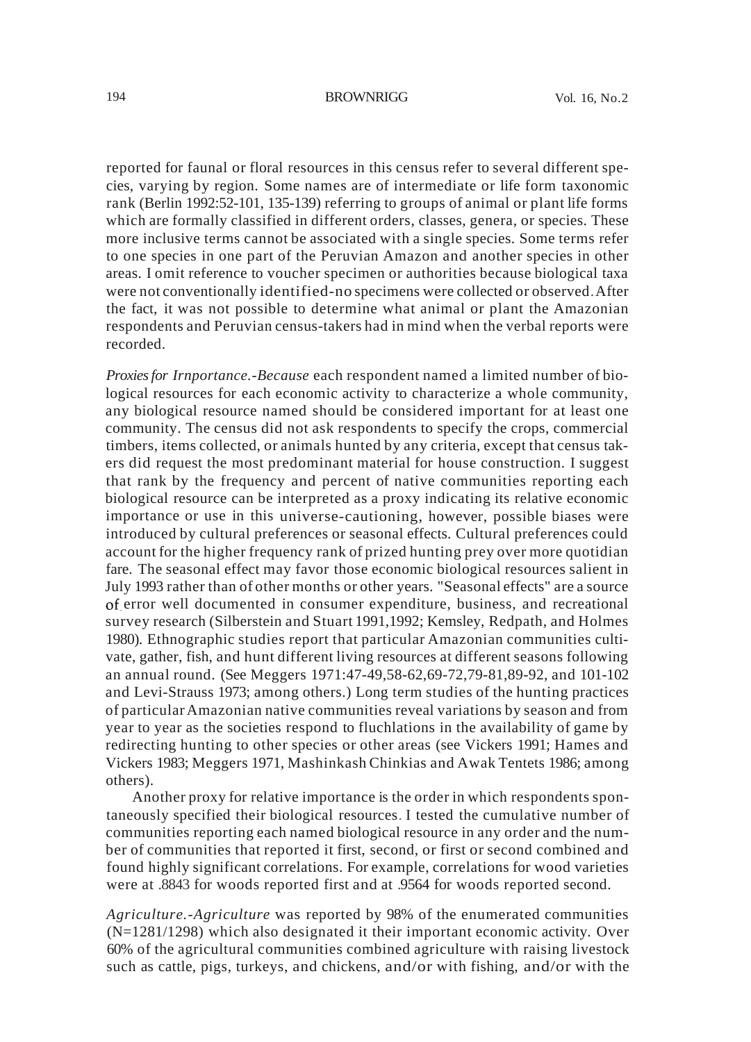reported for faunal or floral resources in this census refer to several different species, varying by region. Some names are of intermediate or life form taxonomic rank (Berlin 1992:52-101, 135-139) referring to groups of animal or plant life forms which are formally classified in different orders, classes, genera, or species. These more inclusive terms cannot be associated with a single species. Some terms refer to one species in one part of the Peruvian Amazon and another species in other areas. I omit reference to voucher specimen or authorities because biological taxa were not conventionally identified-no specimens were collected or observed. After the fact, it was not possible to determine what animal or plant the Amazonian respondents and Peruvian census-takers had in mind when the verbal reports were recorded.

*Proxies for Irnportance.-Because* each respondent named a limited number of biological resources for each economic activity to characterize a whole community, any biological resource named should be considered important for at least one community. The census did not ask respondents to specify the crops, commercial timbers, items collected, or animals hunted by any criteria, except that census takers did request the most predominant material for house construction. I suggest that rank by the frequency and percent of native communities reporting each biological resource can be interpreted as a proxy indicating its relative economic importance or use in this universe-cautioning, however, possible biases were introduced by cultural preferences or seasonal effects. Cultural preferences could account for the higher frequency rank of prized hunting prey over more quotidian fare. The seasonal effect may favor those economic biological resources salient in July 1993 rather than of other months or other years. "Seasonal effects" are a source of error well documented in consumer expenditure, business, and recreational survey research (Silberstein and Stuart 1991,1992; Kemsley, Redpath, and Holmes 1980). Ethnographic studies report that particular Amazonian communities cultivate, gather, fish, and hunt different living resources at different seasons following an annual round. (See Meggers 1971:47-49,58-62,69-72,79-81,89-92, and 101-102 and Levi-Strauss 1973; among others.) Long term studies of the hunting practices of particular Amazonian native communities reveal variations by season and from year to year as the societies respond to fluchlations in the availability of game by redirecting hunting to other species or other areas (see Vickers 1991; Hames and Vickers 1983; Meggers 1971, Mashinkash Chinkias and Awak Tentets 1986; among others).

Another proxy for relative importance is the order in which respondents spontaneously specified their biological resources. I tested the cumulative number of communities reporting each named biological resource in any order and the number of communities that reported it first, second, or first or second combined and found highly significant correlations. For example, correlations for wood varieties were at .8843 for woods reported first and at .9564 for woods reported second.

*Agriculture.-Agriculture* was reported by 98% of the enumerated communities (N=1281/1298) which also designated it their important economic activity. Over 60% of the agricultural communities combined agriculture with raising livestock such as cattle, pigs, turkeys, and chickens, and/or with fishing, and/or with the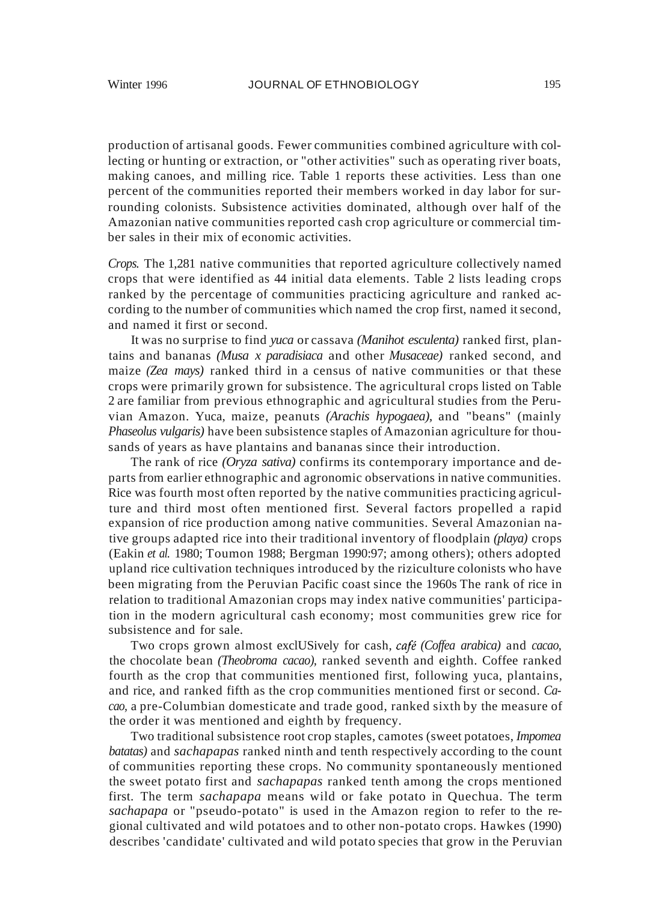production of artisanal goods. Fewer communities combined agriculture with collecting or hunting or extraction, or "other activities" such as operating river boats, making canoes, and milling rice. Table 1 reports these activities. Less than one percent of the communities reported their members worked in day labor for surrounding colonists. Subsistence activities dominated, although over half of the Amazonian native communities reported cash crop agriculture or commercial timber sales in their mix of economic activities.

*Crops.* The 1,281 native communities that reported agriculture collectively named crops that were identified as 44 initial data elements. Table 2 lists leading crops ranked by the percentage of communities practicing agriculture and ranked according to the number of communities which named the crop first, named it second, and named it first or second.

It was no surprise to find *yuca* or cassava *(Manihot esculenta)* ranked first, plantains and bananas *(Musa x paradisiaca* and other *Musaceae)* ranked second, and maize *(Zea mays)* ranked third in a census of native communities or that these crops were primarily grown for subsistence. The agricultural crops listed on Table 2 are familiar from previous ethnographic and agricultural studies from the Peruvian Amazon. Yuca, maize, peanuts *(Arachis hypogaea),* and "beans" (mainly *Phaseolus vulgaris)* have been subsistence staples of Amazonian agriculture for thousands of years as have plantains and bananas since their introduction.

The rank of rice *(Oryza sativa)* confirms its contemporary importance and departs from earlier ethnographic and agronomic observations in native communities. Rice was fourth most often reported by the native communities practicing agriculture and third most often mentioned first. Several factors propelled a rapid expansion of rice production among native communities. Several Amazonian native groups adapted rice into their traditional inventory of floodplain *(playa)* crops (Eakin *et al.* 1980; Toumon 1988; Bergman 1990:97; among others); others adopted upland rice cultivation techniques introduced by the riziculture colonists who have been migrating from the Peruvian Pacific coast since the 1960s The rank of rice in relation to traditional Amazonian crops may index native communities' participation in the modern agricultural cash economy; most communities grew rice for subsistence and for sale.

Two crops grown almost exclUSively for cash, *café (Coffea arabica)* and *cacao,* the chocolate bean *(Theobroma cacao),* ranked seventh and eighth. Coffee ranked fourth as the crop that communities mentioned first, following yuca, plantains, and rice, and ranked fifth as the crop communities mentioned first or second. *Cacao,* a pre-Columbian domesticate and trade good, ranked sixth by the measure of the order it was mentioned and eighth by frequency.

Two traditional subsistence root crop staples, camotes (sweet potatoes, *Impomea batatas)* and *sachapapas* ranked ninth and tenth respectively according to the count of communities reporting these crops. No community spontaneously mentioned the sweet potato first and *sachapapas* ranked tenth among the crops mentioned first. The term *sachapapa* means wild or fake potato in Quechua. The term *sachapapa* or "pseudo-potato" is used in the Amazon region to refer to the regional cultivated and wild potatoes and to other non-potato crops. Hawkes (1990) describes 'candidate' cultivated and wild potato species that grow in the Peruvian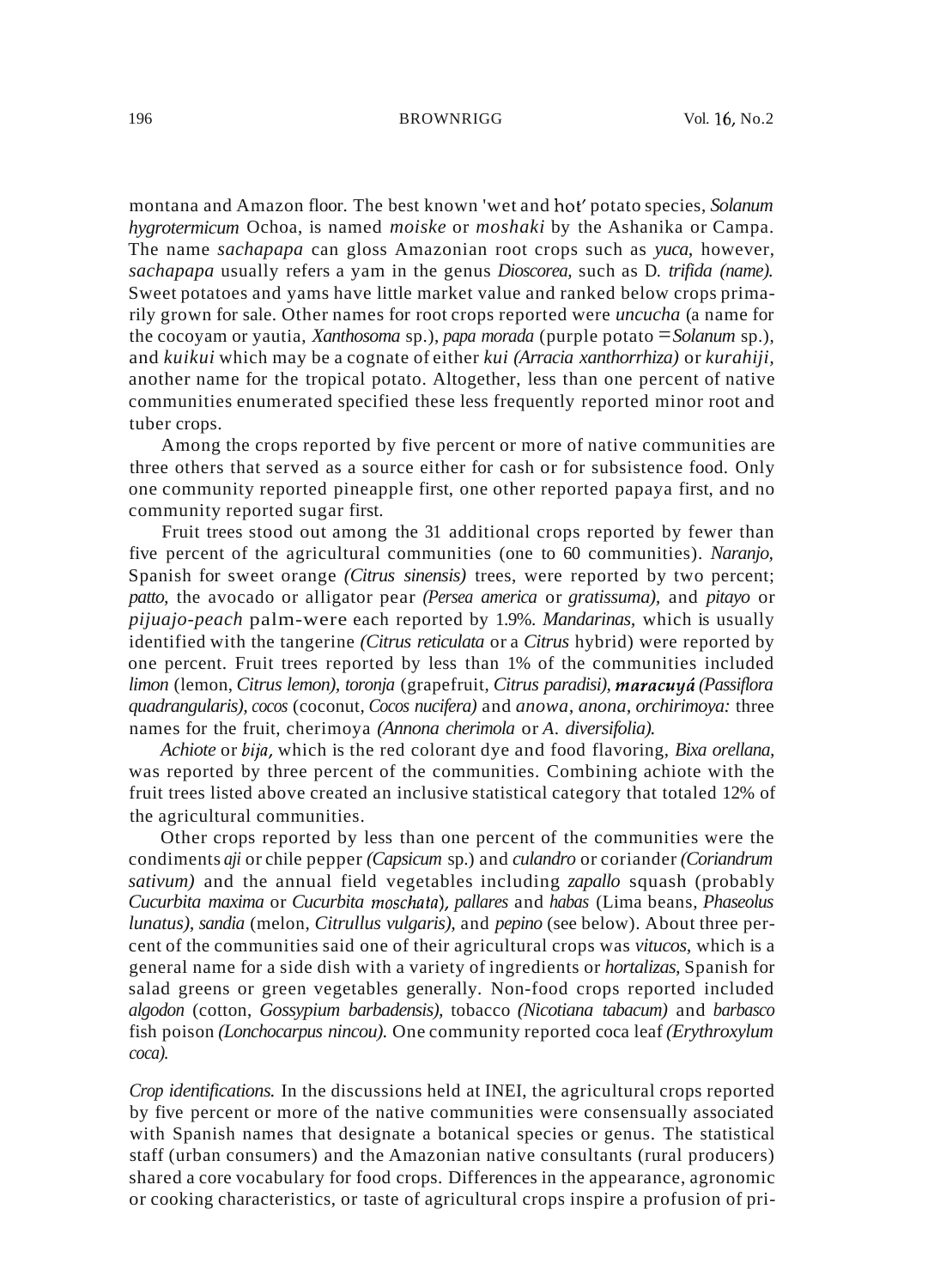montana and Amazon floor. The best known 'wet and hot' potato species, *Solanum hygrotermicum* Ochoa, is named *moiske* or *moshaki* by the Ashanika or Campa. The name *sachapapa* can gloss Amazonian root crops such as *yuca*, however, *sachapapa* usually refers a yam in the genus *Dioscorea*, such as D. *trifida (name).* Sweet potatoes and yams have little market value and ranked below crops primarily grown for sale. Other names for root crops reported were *uncucha* (a name for the cocoyam or yautia, *Xanthosoma* sp.), *papa morada* (purple potato = *Solanum* sp.), and *kuikui* which may be a cognate of either *kui (Arracia xanthorrhiza)* or *kurahiji*, another name for the tropical potato. Altogether, less than one percent of native communities enumerated specified these less frequently reported minor root and tuber crops.

Among the crops reported by five percent or more of native communities are three others that served as a source either for cash or for subsistence food. Only one community reported pineapple first, one other reported papaya first, and no community reported sugar first.

Fruit trees stood out among the 31 additional crops reported by fewer than five percent of the agricultural communities (one to 60 communities). *Naranjo*, Spanish for sweet orange *(Citrus sinensis)* trees, were reported by two percent; *patto*, the avocado or alligator pear *(Persea america* or *gratissuma)*, and *pitayo* or *pijuajo-peach* palm-were each reported by 1.9%. *Mandarinas*, which is usually identified with the tangerine *(Citrus reticulata* or a *Citrus* hybrid) were reported by one percent. Fruit trees reported by less than 1% of the communities included *limon* (lemon, *Citrus lemon)*, *toronja* (grapefruit, *Citrus paradisi)*, *maracuyá (Passiflora quadrangularis)*, *cocos* (coconut, *Cocos nucifera)* and *anowa*, *anona*, *orchirimoya:* three names for the fruit, cherimoya *(Annona cherimola* or *A. diversifolia).*

*Achiote* or *bija*, which is the red colorant dye and food flavoring, *Bixa orellana*, was reported by three percent of the communities. Combining achiote with the fruit trees listed above created an inclusive statistical category that totaled 12% of the agricultural communities.

Other crops reported by less than one percent of the communities were the condiments *aji* or chile pepper *(Capsicum* sp.) and *culandro* or coriander *(Coriandrum sativum)* and the annual field vegetables including *zapallo* squash (probably *Cucurbita maxima* or *Cucurbita moschata*), *pallares* and *habas* (Lima beans, *Phaseolus lunatus)*, *sandia* (melon, *Citrullus vulgaris)*, and *pepino* (see below). About three percent of the communities said one of their agricultural crops was *vitucos*, which is a general name for a side dish with a variety of ingredients or *hortalizas*, Spanish for salad greens or green vegetables generally. Non-food crops reported included *algodon* (cotton, *Gossypium barbadensis)*, tobacco *(Nicotiana tabacum)* and *barbasco* fish poison *(Lonchocarpus nincou).* One community reported coca leaf *(Erythroxylum coca).*

*Crop identifications.* In the discussions held at INEI, the agricultural crops reported by five percent or more of the native communities were consensually associated with Spanish names that designate a botanical species or genus. The statistical staff (urban consumers) and the Amazonian native consultants (rural producers) shared a core vocabulary for food crops. Differences in the appearance, agronomic or cooking characteristics, or taste of agricultural crops inspire a profusion of pri-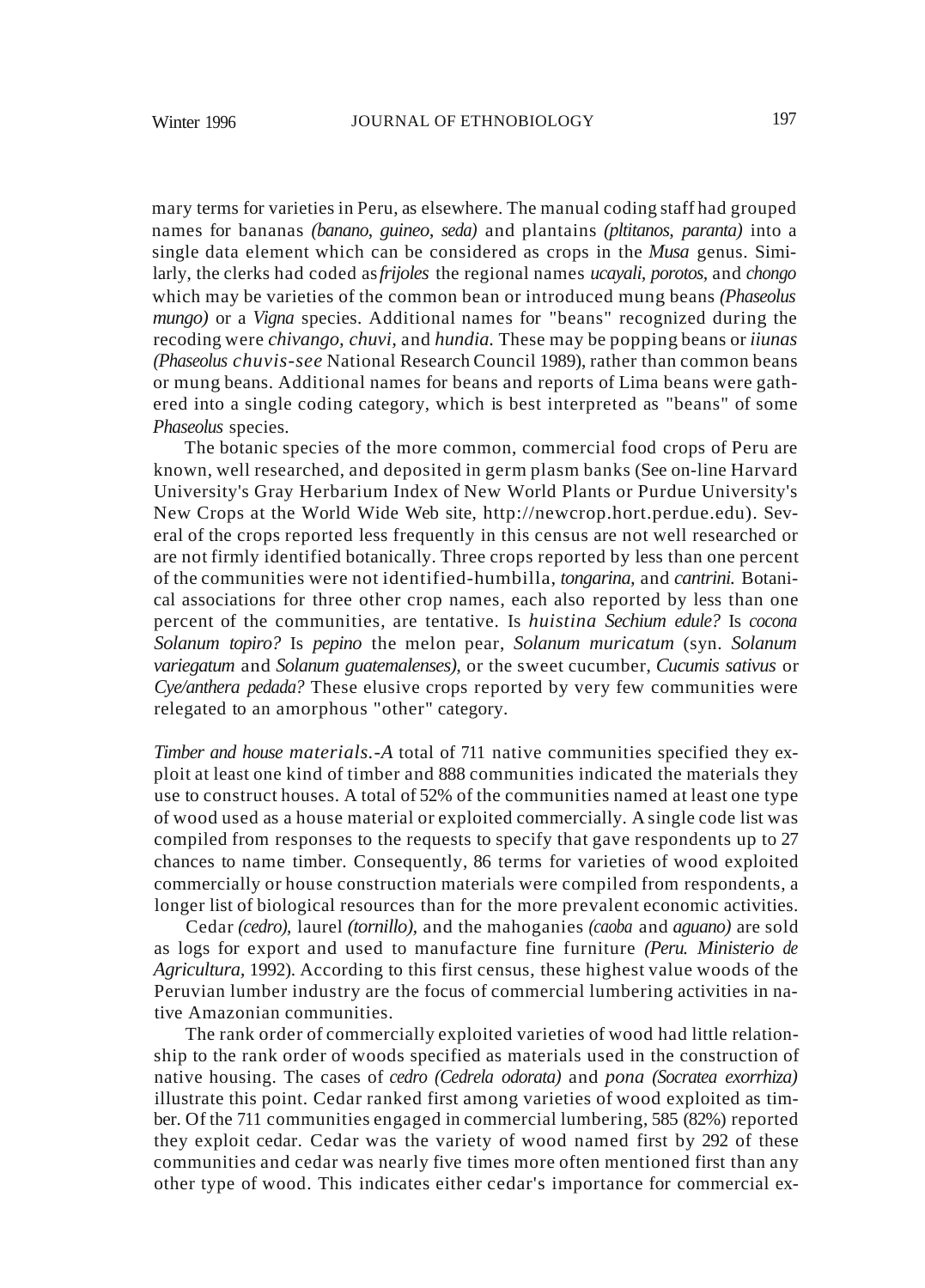mary terms for varieties in Peru, as elsewhere. The manual coding staff had grouped names for bananas *(banano, guineo, seda)* and plantains *(pltitanos, paranta)* into a single data element which can be considered as crops in the *Musa* genus. Similarly, the clerks had coded as *frijoles* the regional names *ucayali, porotos,* and *chongo* which may be varieties of the common bean or introduced mung beans *(Phaseolus mungo)* or a *Vigna* species. Additional names for "beans" recognized during the recoding were *chivango, chuvi,* and *hundia.* These may be popping beans or *iiunas (Phaseolus chuvis-see* National Research Council 1989), rather than common beans or mung beans. Additional names for beans and reports of Lima beans were gathered into a single coding category, which is best interpreted as "beans" of some *Phaseolus* species.

The botanic species of the more common, commercial food crops of Peru are known, well researched, and deposited in germ plasm banks (See on-line Harvard University's Gray Herbarium Index of New World Plants or Purdue University's New Crops at the World Wide Web site, http://newcrop.hort.perdue.edu). Several of the crops reported less frequently in this census are not well researched or are not firmly identified botanically. Three crops reported by less than one percent of the communities were not identified-humbilla, *tongarina,* and *cantrini.* Botanical associations for three other crop names, each also reported by less than one percent of the communities, are tentative. Is *huistina Sechium edule?* Is *cocona Solanum topiro?* Is *pepino* the melon pear, *Solanum muricatum* (syn. *Solanum variegatum* and *Solanum guatemalenses),* or the sweet cucumber, *Cucumis sativus* or *Cye/anthera pedada?* These elusive crops reported by very few communities were relegated to an amorphous "other" category.

*Timber and house materials.-A* total of 711 native communities specified they exploit at least one kind of timber and 888 communities indicated the materials they use to construct houses. A total of 52% of the communities named at least one type of wood used as a house material or exploited commercially. A single code list was compiled from responses to the requests to specify that gave respondents up to 27 chances to name timber. Consequently, 86 terms for varieties of wood exploited commercially or house construction materials were compiled from respondents, a longer list of biological resources than for the more prevalent economic activities.

Cedar *(cedro),* laurel *(tornillo),* and the mahoganies *(caoba* and *aguano)* are sold as logs for export and used to manufacture fine furniture *(Peru. Ministerio de Agricultura,* 1992). According to this first census, these highest value woods of the Peruvian lumber industry are the focus of commercial lumbering activities in native Amazonian communities.

The rank order of commercially exploited varieties of wood had little relationship to the rank order of woods specified as materials used in the construction of native housing. The cases of *cedro (Cedrela odorata)* and *pona (Socratea exorrhiza)* illustrate this point. Cedar ranked first among varieties of wood exploited as timber. Of the 711 communities engaged in commercial lumbering, 585 (82%) reported they exploit cedar. Cedar was the variety of wood named first by 292 of these communities and cedar was nearly five times more often mentioned first than any other type of wood. This indicates either cedar's importance for commercial ex-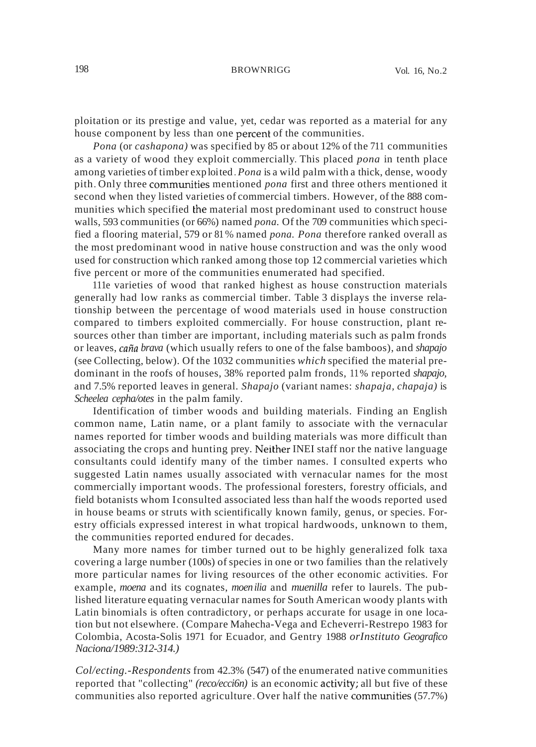ploitation or its prestige and value, yet, cedar was reported as a material for any house component by less than one percent of the communities.

*Pona* (or *cashapona)* was specified by 85 or about 12% of the 711 communities as a variety of wood they exploit commercially. This placed *pona* in tenth place among varieties of timber exploited. *Pona* is a wild palm with a thick, dense, woody pith. Only three communities mentioned *pona* first and three others mentioned it second when they listed varieties of commercial timbers. However, of the 888 communities which specified the material most predominant used to construct house walls, 593 communities (or 66%) named *pona.* Of the 709 communities which specified a flooring material, 579 or 81% named *pona. Pona* therefore ranked overall as the most predominant wood in native house construction and was the only wood used for construction which ranked among those top 12 commercial varieties which five percent or more of the communities enumerated had specified.

111e varieties of wood that ranked highest as house construction materials generally had low ranks as commercial timber. Table 3 displays the inverse relationship between the percentage of wood materials used in house construction compared to timbers exploited commercially. For house construction, plant resources other than timber are important, including materials such as palm fronds or leaves, *caña brava* (which usually refers to one of the false bamboos), and *shapajo* (see Collecting, below). Of the 1032 communities *which* specified the material predominant in the roofs of houses, 38% reported palm fronds, 11% reported *shapajo,* and 7.5% reported leaves in general. *Shapajo* (variant names: *shapaja, chapaja)* is *Scheelea cepha/otes* in the palm family.

Identification of timber woods and building materials. Finding an English common name, Latin name, or a plant family to associate with the vernacular names reported for timber woods and building materials was more difficult than associating the crops and hunting prey. Neither INEI staff nor the native language consultants could identify many of the timber names. I consulted experts who suggested Latin names usually associated with vernacular names for the most commercially important woods. The professional foresters, forestry officials, and field botanists whom I consulted associated less than half the woods reported used in house beams or struts with scientifically known family, genus, or species. Forestry officials expressed interest in what tropical hardwoods, unknown to them, the communities reported endured for decades.

Many more names for timber turned out to be highly generalized folk taxa covering a large number (100s) of species in one or two families than the relatively more particular names for living resources of the other economic activities. For example, *moena* and its cognates, *moenilia* and *muenilla* refer to laurels. The published literature equating vernacular names for South American woody plants with Latin binomials is often contradictory, or perhaps accurate for usage in one location but not elsewhere. (Compare Mahecha-Vega and Echeverri-Restrepo 1983 for Colombia, Acosta-Solis 1971 for Ecuador, and Gentry 1988 or *Instituto Geografico Naciona/1989:312-314.)*

*Col/ecting.-Respondents* from 42.3% (547) of the enumerated native communities reported that "collecting" *(reco/ecci6n)* is an economic activity; all but five of these communities also reported agriculture. Over half the native communities (57.7%)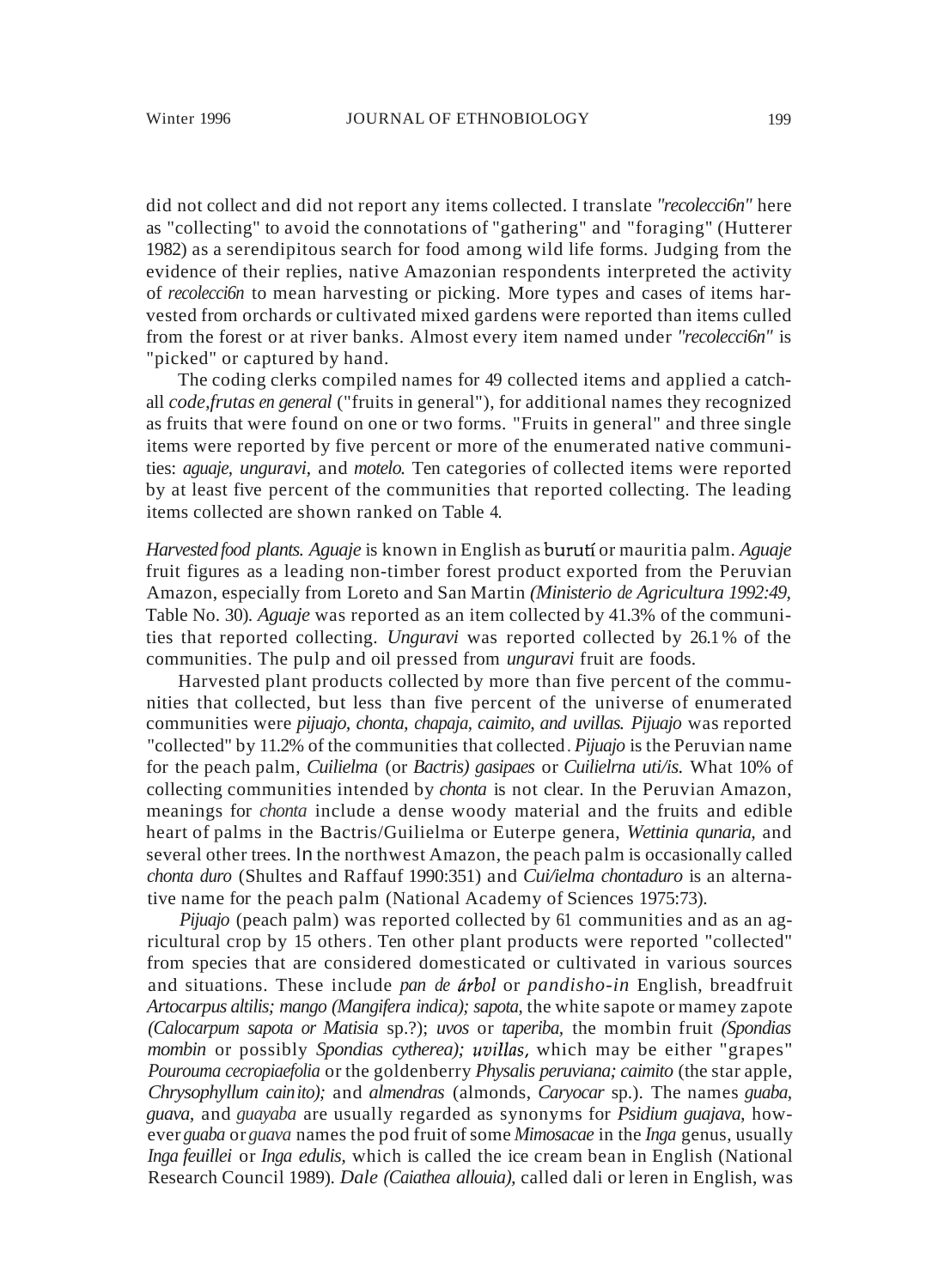did not collect and did not report any items collected. I translate *"recolecci6n"* here as "collecting" to avoid the connotations of "gathering" and "foraging" (Hutterer 1982) as a serendipitous search for food among wild life forms. Judging from the evidence of their replies, native Amazonian respondents interpreted the activity of *recolecci6n* to mean harvesting or picking. More types and cases of items harvested from orchards or cultivated mixed gardens were reported than items culled from the forest or at river banks. Almost every item named under *"recolecci6n"* is "picked" or captured by hand.

The coding clerks compiled names for 49 collected items and applied a catch-all *code,frutas en general* ("fruits in general"), for additional names they recognized as fruits that were found on one or two forms. "Fruits in general" and three single items were reported by five percent or more of the enumerated native communities: *aguaje, unguravi,* and *motelo.* Ten categories of collected items were reported by at least five percent of the communities that reported collecting. The leading items collected are shown ranked on Table 4.

*Harvested food plants. Aguaje* is known in English as burutí or mauritia palm. *Aguaje* fruit figures as a leading non-timber forest product exported from the Peruvian Amazon, especially from Loreto and San Martin *(Ministerio de Agricultura 1992:49,* Table No. 30). *Aguaje* was reported as an item collected by 41.3% of the communities that reported collecting. *Unguravi* was reported collected by 26.1% of the communities. The pulp and oil pressed from *unguravi* fruit are foods.

Harvested plant products collected by more than five percent of the communities that collected, but less than five percent of the universe of enumerated communities were *pijuajo, chonta, chapaja, caimito, and uvillas. Pijuajo* was reported "collected" by 11.2% of the communities that collected. *Pijuajo* is the Peruvian name for the peach palm, *Cuilielma* (or *Bactris) gasipaes* or *Cuilielrna uti/is.* What 10% of collecting communities intended by *chonta* is not clear. In the Peruvian Amazon, meanings for *chonta* include a dense woody material and the fruits and edible heart of palms in the Bactris/Guilielma or Euterpe genera, *Wettinia qunaria,* and several other trees. In the northwest Amazon, the peach palm is occasionally called *chonta duro* (Shultes and Raffauf 1990:351) and *Cui/ielma chontaduro* is an alternative name for the peach palm (National Academy of Sciences 1975:73).

*Pijuajo* (peach palm) was reported collected by 61 communities and as an agricultural crop by 15 others. Ten other plant products were reported "collected" from species that are considered domesticated or cultivated in various sources and situations. These include *pan de árbol* or *pandisho-in* English, breadfruit *Artocarpus altilis; mango (Mangifera indica); sapota,* the white sapote or mamey zapote *(Calocarpum sapota or Matisia* sp.?); *uvos* or *taperiba,* the mombin fruit *(Spondias mombin* or possibly *Spondias cytherea); uvillas,* which may be either "grapes" *Pourouma cecropiaefolia* or the goldenberry *Physalis peruviana; caimito* (the star apple, *Chrysophyllum cainito);* and *almendras* (almonds, *Caryocar* sp.). The names *guaba, guava,* and *guayaba* are usually regarded as synonyms for *Psidium guajava,* however *guaba* or *guava* names the pod fruit of some *Mimosacae* in the *Inga* genus, usually *Inga feuillei* or *Inga edulis,* which is called the ice cream bean in English (National Research Council 1989). *Dale (Caiathea allouia),* called dali or leren in English, was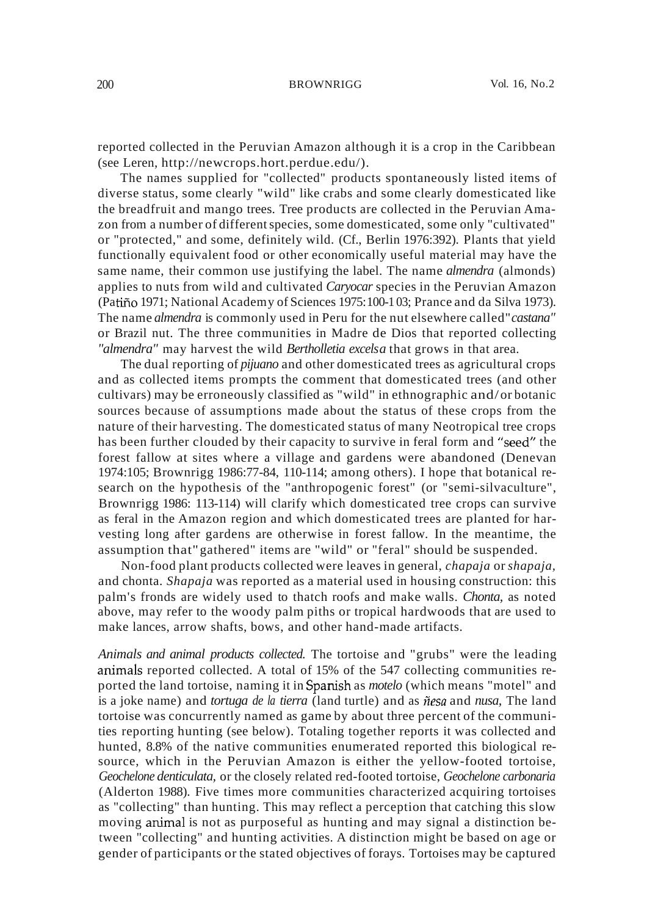reported collected in the Peruvian Amazon although it is a crop in the Caribbean (see Leren, http://newcrops.hort.perdue.edu/).

The names supplied for "collected" products spontaneously listed items of diverse status, some clearly "wild" like crabs and some clearly domesticated like the breadfruit and mango trees. Tree products are collected in the Peruvian Amazon from a number of different species, some domesticated, some only "cultivated" or "protected," and some, definitely wild. (Cf., Berlin 1976:392). Plants that yield functionally equivalent food or other economically useful material may have the same name, their common use justifying the label. The name *almendra* (almonds) applies to nuts from wild and cultivated *Caryocar* species in the Peruvian Amazon (Patiño 1971; National Academy of Sciences 1975:100-1 03; Prance and da Silva 1973). The name *almendra* is commonly used in Peru for the nut elsewhere called "*castana"* or Brazil nut. The three communities in Madre de Dios that reported collecting *"almendra"* may harvest the wild *Bertholletia excelsa* that grows in that area.

The dual reporting of *pijuano* and other domesticated trees as agricultural crops and as collected items prompts the comment that domesticated trees (and other cultivars) may be erroneously classified as "wild" in ethnographic and/or botanic sources because of assumptions made about the status of these crops from the nature of their harvesting. The domesticated status of many Neotropical tree crops has been further clouded by their capacity to survive in feral form and "seed" the forest fallow at sites where a village and gardens were abandoned (Denevan 1974:105; Brownrigg 1986:77-84, 110-114; among others). I hope that botanical research on the hypothesis of the "anthropogenic forest" (or "semi-silvaculture", Brownrigg 1986: 113-114) will clarify which domesticated tree crops can survive as feral in the Amazon region and which domesticated trees are planted for harvesting long after gardens are otherwise in forest fallow. In the meantime, the assumption that "gathered" items are "wild" or "feral" should be suspended.

Non-food plant products collected were leaves in general, *chapaja* or *shapaja,* and chonta. *Shapaja* was reported as a material used in housing construction: this palm's fronds are widely used to thatch roofs and make walls. *Chonta,* as noted above, may refer to the woody palm piths or tropical hardwoods that are used to make lances, arrow shafts, bows, and other hand-made artifacts.

*Animals and animal products collected.* The tortoise and "grubs" were the leading animals reported collected. A total of 15% of the 547 collecting communities reported the land tortoise, naming it in Spanish as *motelo* (which means "motel" and is a joke name) and *tortuga de la tierra* (land turtle) and as *ñesa* and *nusa,* The land tortoise was concurrently named as game by about three percent of the communities reporting hunting (see below). Totaling together reports it was collected and hunted, 8.8% of the native communities enumerated reported this biological resource, which in the Peruvian Amazon is either the yellow-footed tortoise, *Geochelone denticulata,* or the closely related red-footed tortoise, *Geochelone carbonaria* (Alderton 1988). Five times more communities characterized acquiring tortoises as "collecting" than hunting. This may reflect a perception that catching this slow moving animal is not as purposeful as hunting and may signal a distinction between "collecting" and hunting activities. A distinction might be based on age or gender of participants or the stated objectives of forays. Tortoises may be captured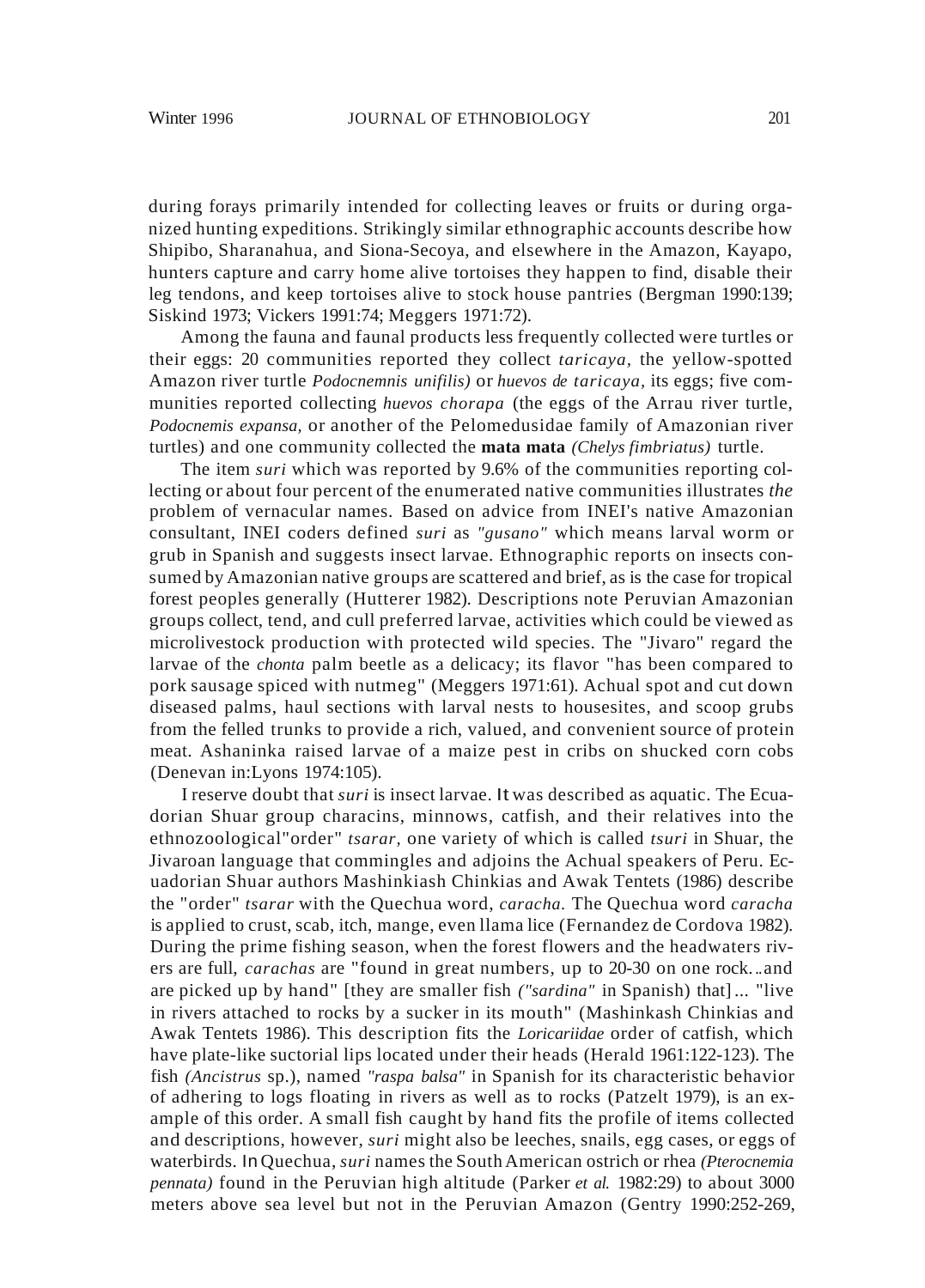during forays primarily intended for collecting leaves or fruits or during organized hunting expeditions. Strikingly similar ethnographic accounts describe how Shipibo, Sharanahua, and Siona-Secoya, and elsewhere in the Amazon, Kayapo, hunters capture and carry home alive tortoises they happen to find, disable their leg tendons, and keep tortoises alive to stock house pantries (Bergman 1990:139; Siskind 1973; Vickers 1991:74; Meggers 1971:72).

Among the fauna and faunal products less frequently collected were turtles or their eggs: 20 communities reported they collect *taricaya,* the yellow-spotted Amazon river turtle *Podocnemnis unifilis)* or *huevos de taricaya,* its eggs; five communities reported collecting *huevos chorapa* (the eggs of the Arrau river turtle, *Podocnemis expansa,* or another of the Pelomedusidae family of Amazonian river turtles) and one community collected the **mata mata** *(Chelys fimbriatus)* turtle.

The item *suri* which was reported by 9.6% of the communities reporting collecting or about four percent of the enumerated native communities illustrates *the* problem of vernacular names. Based on advice from INEI's native Amazonian consultant, INEI coders defined *suri* as *"gusano"* which means larval worm or grub in Spanish and suggests insect larvae. Ethnographic reports on insects consumed by Amazonian native groups are scattered and brief, as is the case for tropical forest peoples generally (Hutterer 1982). Descriptions note Peruvian Amazonian groups collect, tend, and cull preferred larvae, activities which could be viewed as microlivestock production with protected wild species. The "Jivaro" regard the larvae of the *chonta* palm beetle as a delicacy; its flavor "has been compared to pork sausage spiced with nutmeg" (Meggers 1971:61). Achual spot and cut down diseased palms, haul sections with larval nests to housesites, and scoop grubs from the felled trunks to provide a rich, valued, and convenient source of protein meat. Ashaninka raised larvae of a maize pest in cribs on shucked corn cobs (Denevan in:Lyons 1974:105).

I reserve doubt that *suri* is insect larvae. It was described as aquatic. The Ecuadorian Shuar group characins, minnows, catfish, and their relatives into the ethnozoological"order" *tsarar,* one variety of which is called *tsuri* in Shuar, the Jivaroan language that commingles and adjoins the Achual speakers of Peru. Ecuadorian Shuar authors Mashinkiash Chinkias and Awak Tentets (1986) describe the "order" *tsarar* with the Quechua word, *caracha.* The Quechua word *caracha* is applied to crust, scab, itch, mange, even llama lice (Fernandez de Cordova 1982). During the prime fishing season, when the forest flowers and the headwaters rivers are full, *carachas* are "found in great numbers, up to 20-30 on one rock...and are picked up by hand" [they are smaller fish *("sardina"* in Spanish) that]... "live in rivers attached to rocks by a sucker in its mouth" (Mashinkash Chinkias and Awak Tentets 1986). This description fits the *Loricariidae* order of catfish, which have plate-like suctorial lips located under their heads (Herald 1961:122-123). The fish *(Ancistrus* sp.), named *"raspa balsa"* in Spanish for its characteristic behavior of adhering to logs floating in rivers as well as to rocks (Patzelt 1979), is an example of this order. A small fish caught by hand fits the profile of items collected and descriptions, however, *suri* might also be leeches, snails, egg cases, or eggs of waterbirds. In Quechua, *suri* names the South American ostrich or rhea *(Pterocnemia pennata)* found in the Peruvian high altitude (Parker *et al.* 1982:29) to about 3000 meters above sea level but not in the Peruvian Amazon (Gentry 1990:252-269,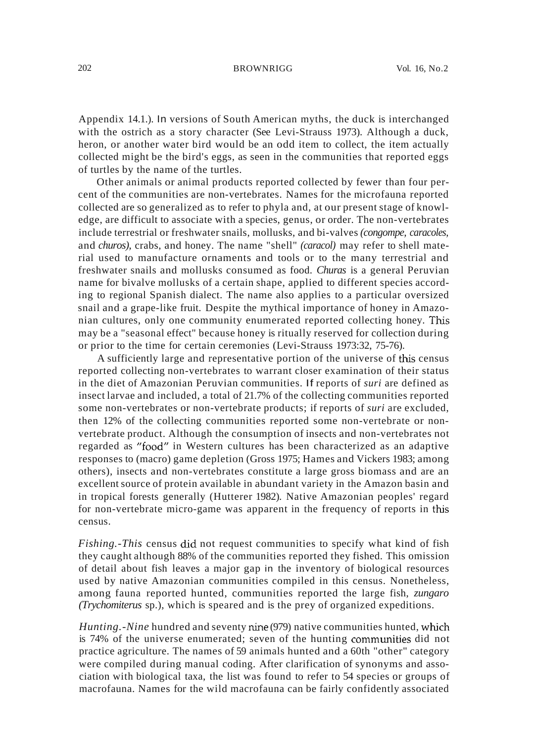Appendix 14.1.). In versions of South American myths, the duck is interchanged with the ostrich as a story character (See Levi-Strauss 1973). Although a duck, heron, or another water bird would be an odd item to collect, the item actually collected might be the bird's eggs, as seen in the communities that reported eggs of turtles by the name of the turtles.

Other animals or animal products reported collected by fewer than four percent of the communities are non-vertebrates. Names for the microfauna reported collected are so generalized as to refer to phyla and, at our present stage of knowledge, are difficult to associate with a species, genus, or order. The non-vertebrates include terrestrial or freshwater snails, mollusks, and bi-valves *(congompe, caracoles,* and *churos),* crabs, and honey. The name "shell" *(caracol)* may refer to shell material used to manufacture ornaments and tools or to the many terrestrial and freshwater snails and mollusks consumed as food. *Churas* is a general Peruvian name for bivalve mollusks of a certain shape, applied to different species according to regional Spanish dialect. The name also applies to a particular oversized snail and a grape-like fruit. Despite the mythical importance of honey in Amazonian cultures, only one community enumerated reported collecting honey. This may be a "seasonal effect" because honey is ritually reserved for collection during or prior to the time for certain ceremonies (Levi-Strauss 1973:32, 75-76).

A sufficiently large and representative portion of the universe of this census reported collecting non-vertebrates to warrant closer examination of their status in the diet of Amazonian Peruvian communities. If reports of *suri* are defined as insect larvae and included, a total of 21.7% of the collecting communities reported some non-vertebrates or non-vertebrate products; if reports of *suri* are excluded, then 12% of the collecting communities reported some non-vertebrate or non-vertebrate product. Although the consumption of insects and non-vertebrates not regarded as "food" in Western cultures has been characterized as an adaptive responses to (macro) game depletion (Gross 1975; Hames and Vickers 1983; among others), insects and non-vertebrates constitute a large gross biomass and are an excellent source of protein available in abundant variety in the Amazon basin and in tropical forests generally (Hutterer 1982). Native Amazonian peoples' regard for non-vertebrate micro-game was apparent in the frequency of reports in this census.

*Fishing.-This* census did not request communities to specify what kind of fish they caught although 88% of the communities reported they fished. This omission of detail about fish leaves a major gap in the inventory of biological resources used by native Amazonian communities compiled in this census. Nonetheless, among fauna reported hunted, communities reported the large fish, *zungaro (Trychomiterus* sp.), which is speared and is the prey of organized expeditions.

*Hunting.-Nine* hundred and seventy nine (979) native communities hunted, which is 74% of the universe enumerated; seven of the hunting communities did not practice agriculture. The names of 59 animals hunted and a 60th "other" category were compiled during manual coding. After clarification of synonyms and association with biological taxa, the list was found to refer to 54 species or groups of macrofauna. Names for the wild macrofauna can be fairly confidently associated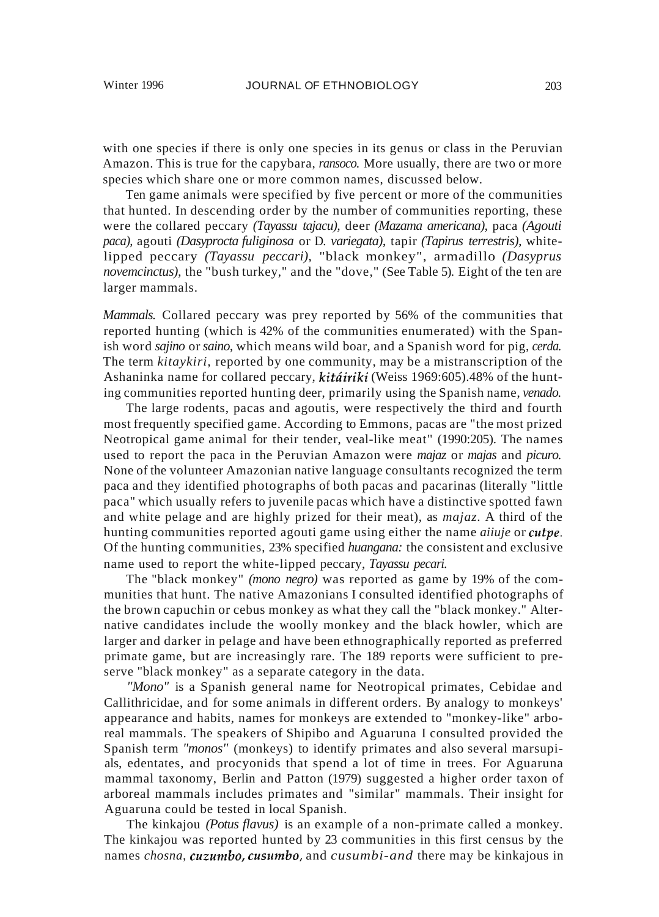with one species if there is only one species in its genus or class in the Peruvian Amazon. This is true for the capybara, *ransoco.* More usually, there are two or more species which share one or more common names, discussed below.

Ten game animals were specified by five percent or more of the communities that hunted. In descending order by the number of communities reporting, these were the collared peccary *(Tayassu tajacu),* deer *(Mazama americana),* paca *(Agouti paca),* agouti *(Dasyprocta fuliginosa* or *D. variegata),* tapir *(Tapirus terrestris),* white-lipped peccary *(Tayassu peccari),* "black monkey", armadillo *(Dasyprus novemcinctus),* the "bush turkey," and the "dove," (See Table 5). Eight of the ten are larger mammals.

*Mammals.* Collared peccary was prey reported by 56% of the communities that reported hunting (which is 42% of the communities enumerated) with the Spanish word *sajino* or *saino,* which means wild boar, and a Spanish word for pig, *cerda.* The term *kitaykiri,* reported by one community, may be a mistranscription of the Ashaninka name for collared peccary, ***kitáiriki*** (Weiss 1969:605).48% of the hunting communities reported hunting deer, primarily using the Spanish name, *venado.*

The large rodents, pacas and agoutis, were respectively the third and fourth most frequently specified game. According to Emmons, pacas are "the most prized Neotropical game animal for their tender, veal-like meat" (1990:205). The names used to report the paca in the Peruvian Amazon were *majaz* or *majas* and *picuro.* None of the volunteer Amazonian native language consultants recognized the term paca and they identified photographs of both pacas and pacarinas (literally "little paca" which usually refers to juvenile pacas which have a distinctive spotted fawn and white pelage and are highly prized for their meat), as *majaz.* A third of the hunting communities reported agouti game using either the name *aiiuje* or ***cutpe.*** Of the hunting communities, 23% specified *huangana:* the consistent and exclusive name used to report the white-lipped peccary, *Tayassu pecari.*

The "black monkey" *(mono negro)* was reported as game by 19% of the communities that hunt. The native Amazonians I consulted identified photographs of the brown capuchin or cebus monkey as what they call the "black monkey." Alternative candidates include the woolly monkey and the black howler, which are larger and darker in pelage and have been ethnographically reported as preferred primate game, but are increasingly rare. The 189 reports were sufficient to preserve "black monkey" as a separate category in the data.

*"Mono"* is a Spanish general name for Neotropical primates, Cebidae and Callithricidae, and for some animals in different orders. By analogy to monkeys' appearance and habits, names for monkeys are extended to "monkey-like" arboreal mammals. The speakers of Shipibo and Aguaruna I consulted provided the Spanish term *"monos"* (monkeys) to identify primates and also several marsupials, edentates, and procyonids that spend a lot of time in trees. For Aguaruna mammal taxonomy, Berlin and Patton (1979) suggested a higher order taxon of arboreal mammals includes primates and "similar" mammals. Their insight for Aguaruna could be tested in local Spanish.

The kinkajou *(Potus flavus)* is an example of a non-primate called a monkey. The kinkajou was reported hunted by 23 communities in this first census by the names *chosna,* ***cuzumbo, cusumbo,*** and *cusumbi-and* there may be kinkajous in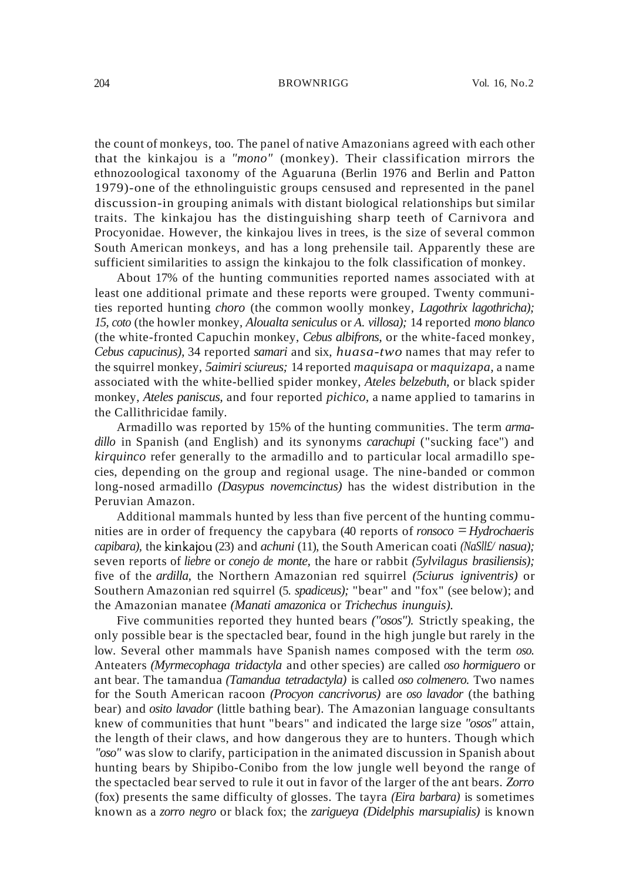the count of monkeys, too. The panel of native Amazonians agreed with each other that the kinkajou is a *"mono"* (monkey). Their classification mirrors the ethnozoological taxonomy of the Aguaruna (Berlin 1976 and Berlin and Patton 1979)-one of the ethnolinguistic groups censused and represented in the panel discussion-in grouping animals with distant biological relationships but similar traits. The kinkajou has the distinguishing sharp teeth of Carnivora and Procyonidae. However, the kinkajou lives in trees, is the size of several common South American monkeys, and has a long prehensile tail. Apparently these are sufficient similarities to assign the kinkajou to the folk classification of monkey.

About 17% of the hunting communities reported names associated with at least one additional primate and these reports were grouped. Twenty communities reported hunting *choro* (the common woolly monkey, *Lagothrix lagothricha); 15, coto* (the howler monkey, *Aloualta seniculus* or *A. villosa);* 14 reported *mono blanco* (the white-fronted Capuchin monkey, *Cebus albifrons,* or the white-faced monkey, *Cebus capucinus),* 34 reported *samari* and six, *huasa-two* names that may refer to the squirrel monkey, *5aimiri sciureus;* 14 reported *maquisapa* or *maquizapa,* a name associated with the white-bellied spider monkey, *Ateles belzebuth,* or black spider monkey, *Ateles paniscus,* and four reported *pichico,* a name applied to tamarins in the Callithricidae family.

Armadillo was reported by 15% of the hunting communities. The term *armadillo* in Spanish (and English) and its synonyms *carachupi* ("sucking face") and *kirquinco* refer generally to the armadillo and to particular local armadillo species, depending on the group and regional usage. The nine-banded or common long-nosed armadillo *(Dasypus novemcinctus)* has the widest distribution in the Peruvian Amazon.

Additional mammals hunted by less than five percent of the hunting communities are in order of frequency the capybara (40 reports of *ronsoco = Hydrochaeris capibara),* the kinkajou (23) and *achuni* (11), the South American coati *(NaSll£/ nasua);* seven reports of *liebre* or *conejo de monte,* the hare or rabbit *(5ylvilagus brasiliensis);* five of the *ardilla,* the Northern Amazonian red squirrel *(5ciurus igniventris)* or Southern Amazonian red squirrel (5. *spadiceus);* "bear" and "fox" (see below); and the Amazonian manatee *(Manati amazonica* or *Trichechus inunguis).*

Five communities reported they hunted bears *("osos").* Strictly speaking, the only possible bear is the spectacled bear, found in the high jungle but rarely in the low. Several other mammals have Spanish names composed with the term *oso.* Anteaters *(Myrmecophaga tridactyla* and other species) are called *oso hormiguero* or ant bear. The tamandua *(Tamandua tetradactyla)* is called *oso colmenero.* Two names for the South American racoon *(Procyon cancrivorus)* are *oso lavador* (the bathing bear) and *osito lavador* (little bathing bear). The Amazonian language consultants knew of communities that hunt "bears" and indicated the large size *"osos"* attain, the length of their claws, and how dangerous they are to hunters. Though which *"oso"* was slow to clarify, participation in the animated discussion in Spanish about hunting bears by Shipibo-Conibo from the low jungle well beyond the range of the spectacled bear served to rule it out in favor of the larger of the ant bears. *Zorro* (fox) presents the same difficulty of glosses. The tayra *(Eira barbara)* is sometimes known as a *zorro negro* or black fox; the *zarigueya (Didelphis marsupialis)* is known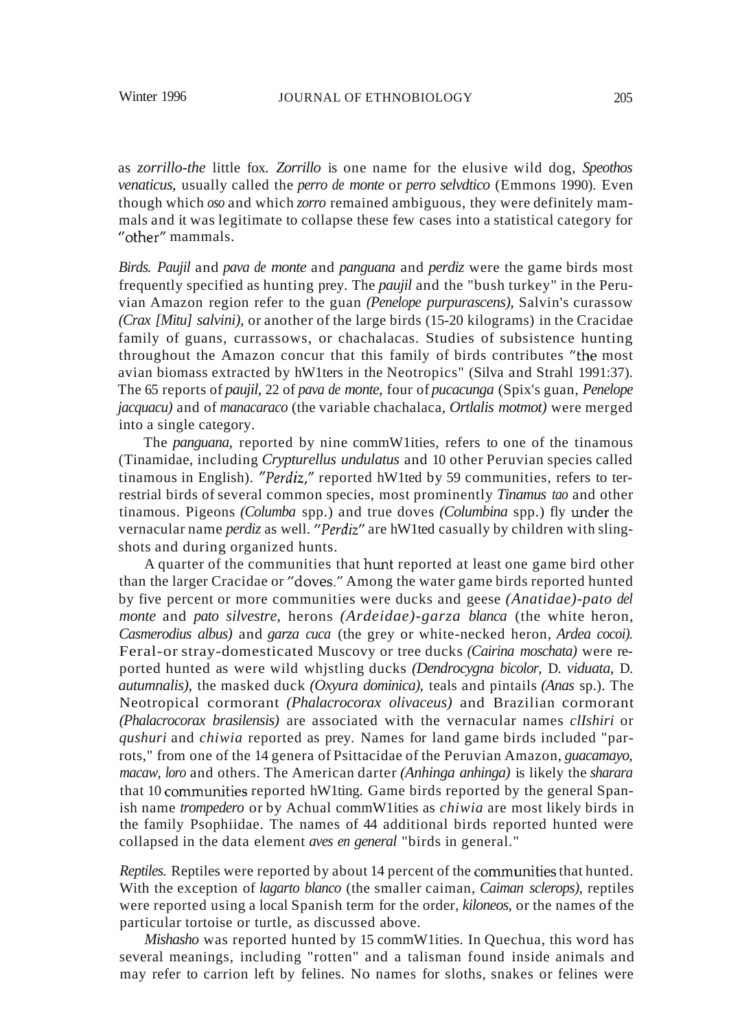as *zorrillo-the* little fox. *Zorrillo* is one name for the elusive wild dog, *Speothos venaticus*, usually called the *perro de monte* or *perro selvdtico* (Emmons 1990). Even though which *oso* and which *zorro* remained ambiguous, they were definitely mammals and it was legitimate to collapse these few cases into a statistical category for "other" mammals.

*Birds. Paujil* and *pava de monte* and *panguana* and *perdiz* were the game birds most frequently specified as hunting prey. The *paujil* and the "bush turkey" in the Peruvian Amazon region refer to the guan *(Penelope purpurascens)*, Salvin's curassow *(Crax [Mitu] salvini)*, or another of the large birds (15-20 kilograms) in the Cracidae family of guans, currassows, or chachalacas. Studies of subsistence hunting throughout the Amazon concur that this family of birds contributes "the most avian biomass extracted by hW1ters in the Neotropics" (Silva and Strahl 1991:37). The 65 reports of *paujil*, 22 of *pava de monte*, four of *pucacunga* (Spix's guan, *Penelope jacquacu)* and of *manacaraco* (the variable chachalaca, *Ortlalis motmot)* were merged into a single category.

The *panguana*, reported by nine commW1ities, refers to one of the tinamous (Tinamidae, including *Crypturellus undulatus* and 10 other Peruvian species called tinamous in English). *"Perdiz,"* reported hW1ted by 59 communities, refers to terrestrial birds of several common species, most prominently *Tinamus tao* and other tinamous. Pigeons *(Columba* spp.) and true doves *(Columbina* spp.) fly under the vernacular name *perdiz* as well. *"Perdiz"* are hW1ted casually by children with slingshots and during organized hunts.

A quarter of the communities that hunt reported at least one game bird other than the larger Cracidae or "doves." Among the water game birds reported hunted by five percent or more communities were ducks and geese *(Anatidae)-pato del monte* and *pato silvestre*, herons *(Ardeidae)-garza blanca* (the white heron, *Casmerodius albus)* and *garza cuca* (the grey or white-necked heron, *Ardea cocoi).* Feral-or stray-domesticated Muscovy or tree ducks *(Cairina moschata)* were reported hunted as were wild whjstling ducks *(Dendrocygna bicolor*, D. *viduata*, D. *autumnalis)*, the masked duck *(Oxyura dominica)*, teals and pintails *(Anas* sp.). The Neotropical cormorant *(Phalacrocorax olivaceus)* and Brazilian cormorant *(Phalacrocorax brasilensis)* are associated with the vernacular names *clIshiri* or *qushuri* and *chiwia* reported as prey. Names for land game birds included "parrots," from one of the 14 genera of Psittacidae of the Peruvian Amazon, *guacamayo, macaw, loro* and others. The American darter *(Anhinga anhinga)* is likely the *sharara* that 10 communities reported hW1ting. Game birds reported by the general Spanish name *trompedero* or by Achual commW1ities as *chiwia* are most likely birds in the family Psophiidae. The names of 44 additional birds reported hunted were collapsed in the data element *aves en general* "birds in general."

*Reptiles.* Reptiles were reported by about 14 percent of the communities that hunted. With the exception of *lagarto blanco* (the smaller caiman, *Caiman sclerops)*, reptiles were reported using a local Spanish term for the order, *kiloneos*, or the names of the particular tortoise or turtle, as discussed above.

*Mishasho* was reported hunted by 15 commW1ities. In Quechua, this word has several meanings, including "rotten" and a talisman found inside animals and may refer to carrion left by felines. No names for sloths, snakes or felines were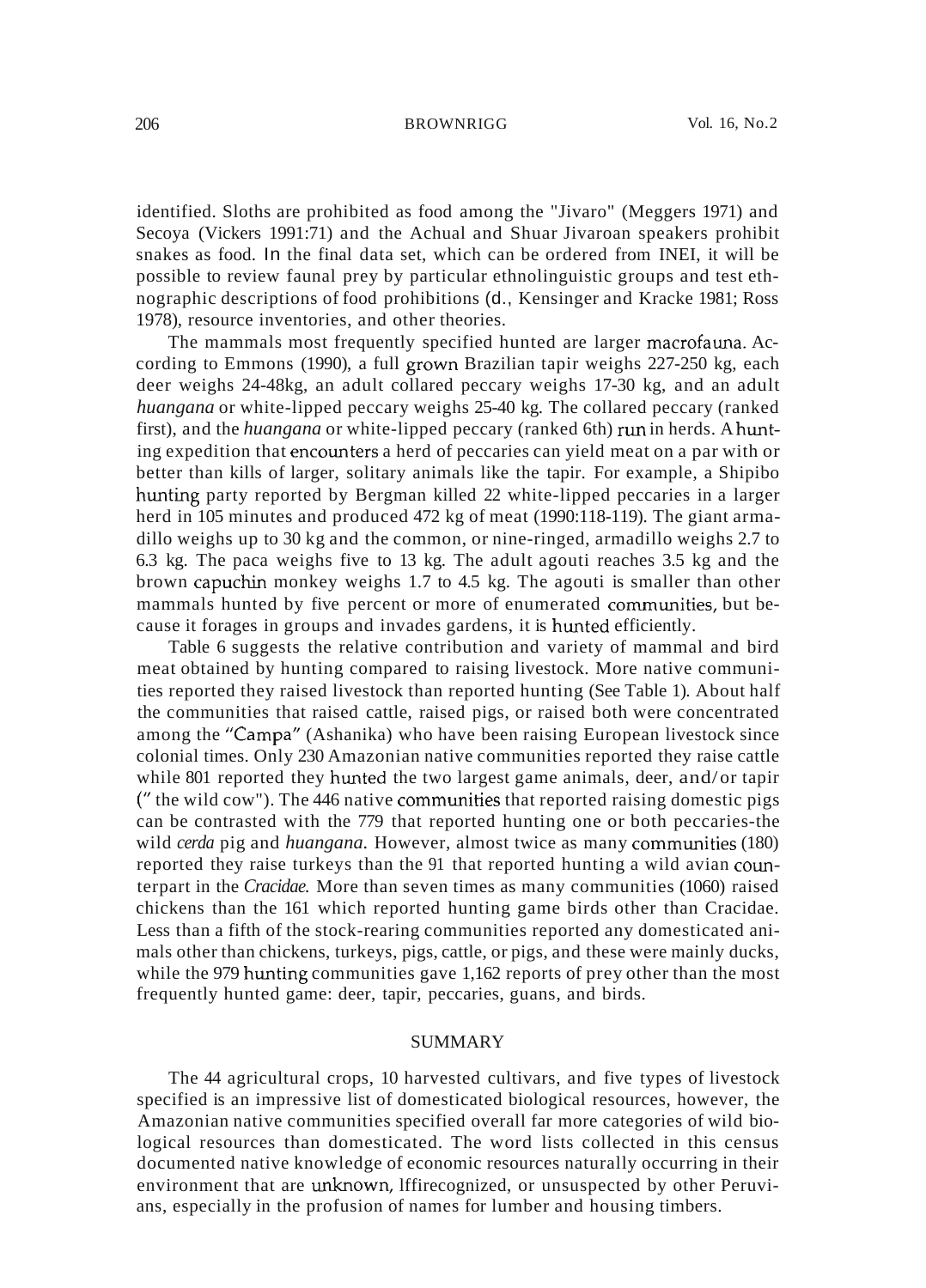identified. Sloths are prohibited as food among the "Jivaro" (Meggers 1971) and Secoya (Vickers 1991:71) and the Achual and Shuar Jivaroan speakers prohibit snakes as food. In the final data set, which can be ordered from INEI, it will be possible to review faunal prey by particular ethnolinguistic groups and test ethnographic descriptions of food prohibitions (d., Kensinger and Kracke 1981; Ross 1978), resource inventories, and other theories.

The mammals most frequently specified hunted are larger macrofauna. According to Emmons (1990), a full grown Brazilian tapir weighs 227-250 kg, each deer weighs 24-48kg, an adult collared peccary weighs 17-30 kg, and an adult *huangana* or white-lipped peccary weighs 25-40 kg. The collared peccary (ranked first), and the *huangana* or white-lipped peccary (ranked 6th) run in herds. A hunting expedition that encounters a herd of peccaries can yield meat on a par with or better than kills of larger, solitary animals like the tapir. For example, a Shipibo hunting party reported by Bergman killed 22 white-lipped peccaries in a larger herd in 105 minutes and produced 472 kg of meat (1990:118-119). The giant armadillo weighs up to 30 kg and the common, or nine-ringed, armadillo weighs 2.7 to 6.3 kg. The paca weighs five to 13 kg. The adult agouti reaches 3.5 kg and the brown capuchin monkey weighs 1.7 to 4.5 kg. The agouti is smaller than other mammals hunted by five percent or more of enumerated communities, but because it forages in groups and invades gardens, it is hunted efficiently.

Table 6 suggests the relative contribution and variety of mammal and bird meat obtained by hunting compared to raising livestock. More native communities reported they raised livestock than reported hunting (See Table 1). About half the communities that raised cattle, raised pigs, or raised both were concentrated among the "Campa" (Ashanika) who have been raising European livestock since colonial times. Only 230 Amazonian native communities reported they raise cattle while 801 reported they hunted the two largest game animals, deer, and/or tapir (" the wild cow"). The 446 native communities that reported raising domestic pigs can be contrasted with the 779 that reported hunting one or both peccaries-the wild *cerda* pig and *huangana*. However, almost twice as many communities (180) reported they raise turkeys than the 91 that reported hunting a wild avian counterpart in the *Cracidae*. More than seven times as many communities (1060) raised chickens than the 161 which reported hunting game birds other than Cracidae. Less than a fifth of the stock-rearing communities reported any domesticated animals other than chickens, turkeys, pigs, cattle, or pigs, and these were mainly ducks, while the 979 hunting communities gave 1,162 reports of prey other than the most frequently hunted game: deer, tapir, peccaries, guans, and birds.

## SUMMARY

The 44 agricultural crops, 10 harvested cultivars, and five types of livestock specified is an impressive list of domesticated biological resources, however, the Amazonian native communities specified overall far more categories of wild biological resources than domesticated. The word lists collected in this census documented native knowledge of economic resources naturally occurring in their environment that are unknown, lffirecognized, or unsuspected by other Peruvians, especially in the profusion of names for lumber and housing timbers.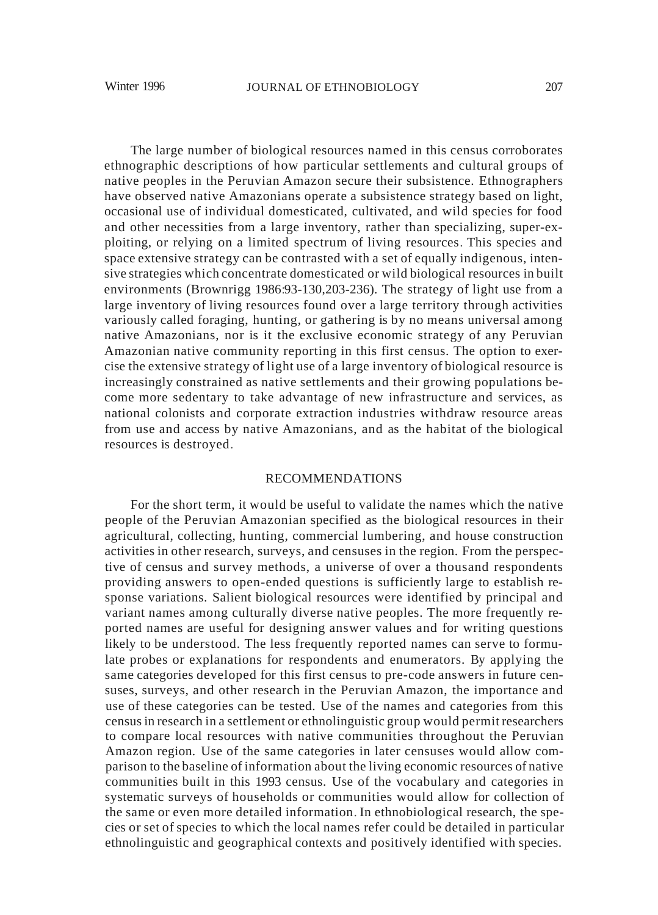The large number of biological resources named in this census corroborates ethnographic descriptions of how particular settlements and cultural groups of native peoples in the Peruvian Amazon secure their subsistence. Ethnographers have observed native Amazonians operate a subsistence strategy based on light, occasional use of individual domesticated, cultivated, and wild species for food and other necessities from a large inventory, rather than specializing, super-exploiting, or relying on a limited spectrum of living resources. This species and space extensive strategy can be contrasted with a set of equally indigenous, intensive strategies which concentrate domesticated or wild biological resources in built environments (Brownrigg 1986:93-130,203-236). The strategy of light use from a large inventory of living resources found over a large territory through activities variously called foraging, hunting, or gathering is by no means universal among native Amazonians, nor is it the exclusive economic strategy of any Peruvian Amazonian native community reporting in this first census. The option to exercise the extensive strategy of light use of a large inventory of biological resource is increasingly constrained as native settlements and their growing populations become more sedentary to take advantage of new infrastructure and services, as national colonists and corporate extraction industries withdraw resource areas from use and access by native Amazonians, and as the habitat of the biological resources is destroyed.

## RECOMMENDATIONS

For the short term, it would be useful to validate the names which the native people of the Peruvian Amazonian specified as the biological resources in their agricultural, collecting, hunting, commercial lumbering, and house construction activities in other research, surveys, and censuses in the region. From the perspective of census and survey methods, a universe of over a thousand respondents providing answers to open-ended questions is sufficiently large to establish response variations. Salient biological resources were identified by principal and variant names among culturally diverse native peoples. The more frequently reported names are useful for designing answer values and for writing questions likely to be understood. The less frequently reported names can serve to formulate probes or explanations for respondents and enumerators. By applying the same categories developed for this first census to pre-code answers in future censuses, surveys, and other research in the Peruvian Amazon, the importance and use of these categories can be tested. Use of the names and categories from this census in research in a settlement or ethnolinguistic group would permit researchers to compare local resources with native communities throughout the Peruvian Amazon region. Use of the same categories in later censuses would allow comparison to the baseline of information about the living economic resources of native communities built in this 1993 census. Use of the vocabulary and categories in systematic surveys of households or communities would allow for collection of the same or even more detailed information. In ethnobiological research, the species or set of species to which the local names refer could be detailed in particular ethnolinguistic and geographical contexts and positively identified with species.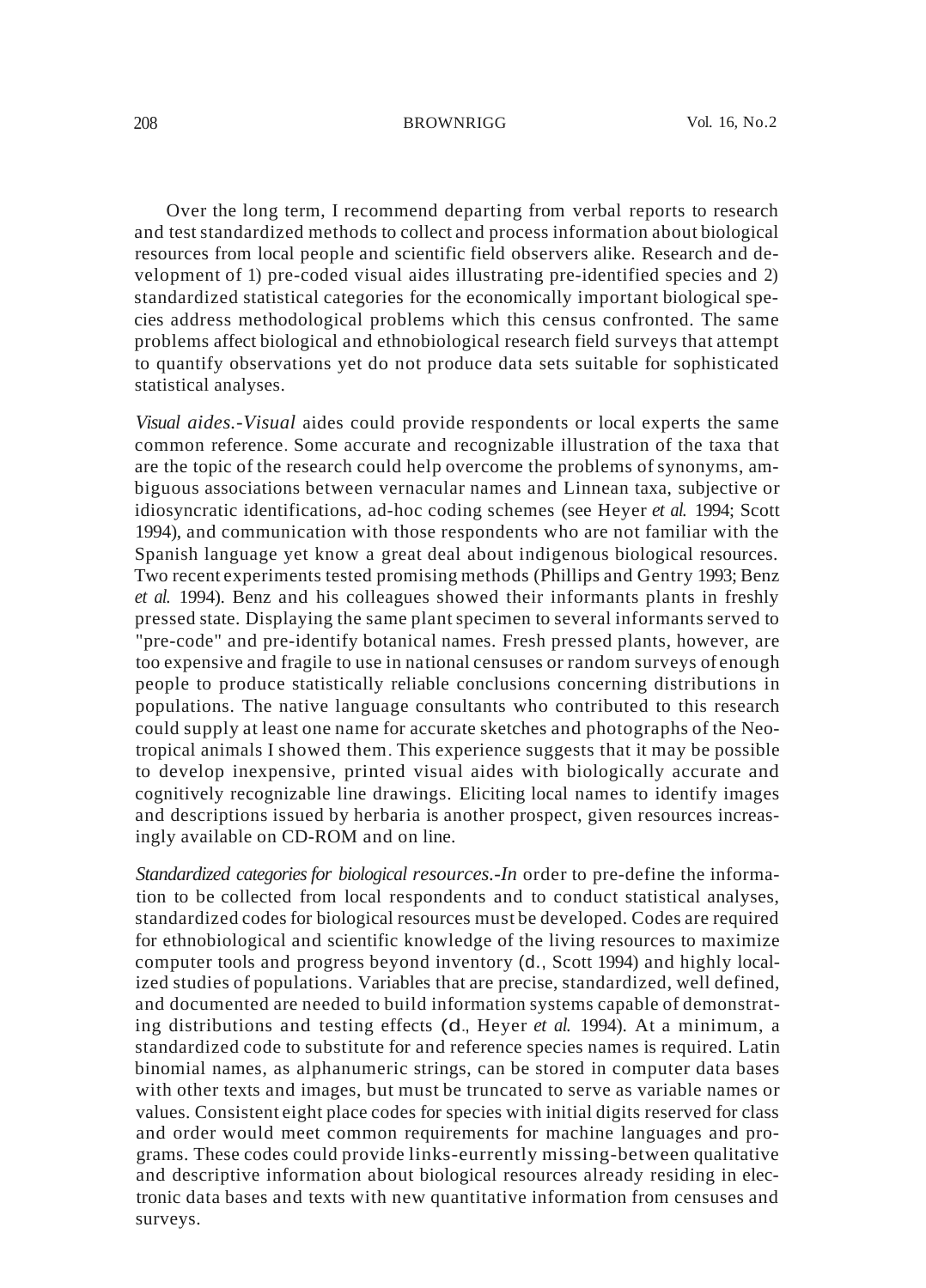Over the long term, I recommend departing from verbal reports to research and test standardized methods to collect and process information about biological resources from local people and scientific field observers alike. Research and development of 1) pre-coded visual aides illustrating pre-identified species and 2) standardized statistical categories for the economically important biological species address methodological problems which this census confronted. The same problems affect biological and ethnobiological research field surveys that attempt to quantify observations yet do not produce data sets suitable for sophisticated statistical analyses.

*Visual aides.-Visual* aides could provide respondents or local experts the same common reference. Some accurate and recognizable illustration of the taxa that are the topic of the research could help overcome the problems of synonyms, ambiguous associations between vernacular names and Linnean taxa, subjective or idiosyncratic identifications, ad-hoc coding schemes (see Heyer *et al.* 1994; Scott 1994), and communication with those respondents who are not familiar with the Spanish language yet know a great deal about indigenous biological resources. Two recent experiments tested promising methods (Phillips and Gentry 1993; Benz *et al.* 1994). Benz and his colleagues showed their informants plants in freshly pressed state. Displaying the same plant specimen to several informants served to "pre-code" and pre-identify botanical names. Fresh pressed plants, however, are too expensive and fragile to use in national censuses or random surveys of enough people to produce statistically reliable conclusions concerning distributions in populations. The native language consultants who contributed to this research could supply at least one name for accurate sketches and photographs of the Neotropical animals I showed them. This experience suggests that it may be possible to develop inexpensive, printed visual aides with biologically accurate and cognitively recognizable line drawings. Eliciting local names to identify images and descriptions issued by herbaria is another prospect, given resources increasingly available on CD-ROM and on line.

*Standardized categories for biological resources.-In* order to pre-define the information to be collected from local respondents and to conduct statistical analyses, standardized codes for biological resources must be developed. Codes are required for ethnobiological and scientific knowledge of the living resources to maximize computer tools and progress beyond inventory (cf., Scott 1994) and highly localized studies of populations. Variables that are precise, standardized, well defined, and documented are needed to build information systems capable of demonstrating distributions and testing effects (cf., Heyer *et al.* 1994). At a minimum, a standardized code to substitute for and reference species names is required. Latin binomial names, as alphanumeric strings, can be stored in computer data bases with other texts and images, but must be truncated to serve as variable names or values. Consistent eight place codes for species with initial digits reserved for class and order would meet common requirements for machine languages and programs. These codes could provide links-eurrently missing-between qualitative and descriptive information about biological resources already residing in electronic data bases and texts with new quantitative information from censuses and surveys.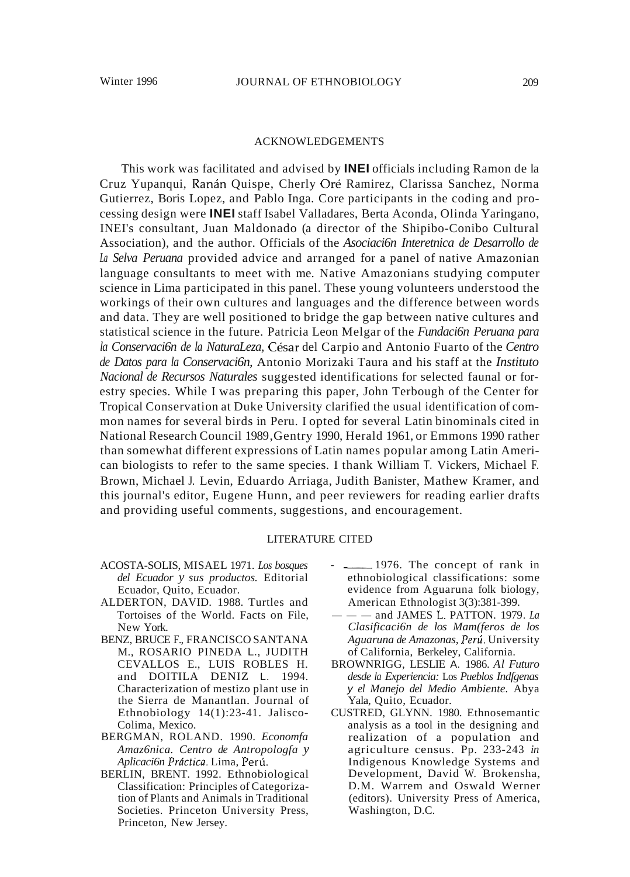## ACKNOWLEDGEMENTS

This work was facilitated and advised by **INEI** officials including Ramon de la Cruz Yupanqui, Ranán Quispe, Cherly Oré Ramirez, Clarissa Sanchez, Norma Gutierrez, Boris Lopez, and Pablo Inga. Core participants in the coding and processing design were **INEI** staff Isabel Valladares, Berta Aconda, Olinda Yaringano, INEI's consultant, Juan Maldonado (a director of the Shipibo-Conibo Cultural Association), and the author. Officials of the *Asociaci6n Interetnica de Desarrollo de La Selva Peruana* provided advice and arranged for a panel of native Amazonian language consultants to meet with me. Native Amazonians studying computer science in Lima participated in this panel. These young volunteers understood the workings of their own cultures and languages and the difference between words and data. They are well positioned to bridge the gap between native cultures and statistical science in the future. Patricia Leon Melgar of the *Fundaci6n Peruana para la Conservaci6n de la NaturaLeza,* César del Carpio and Antonio Fuarto of the *Centro de Datos para la Conservaci6n,* Antonio Morizaki Taura and his staff at the *Instituto Nacional de Recursos Naturales* suggested identifications for selected faunal or forestry species. While I was preparing this paper, John Terbough of the Center for Tropical Conservation at Duke University clarified the usual identification of common names for several birds in Peru. I opted for several Latin binominals cited in National Research Council 1989, Gentry 1990, Herald 1961, or Emmons 1990 rather than somewhat different expressions of Latin names popular among Latin American biologists to refer to the same species. I thank William T. Vickers, Michael F. Brown, Michael J. Levin, Eduardo Arriaga, Judith Banister, Mathew Kramer, and this journal's editor, Eugene Hunn, and peer reviewers for reading earlier drafts and providing useful comments, suggestions, and encouragement.

## LITERATURE CITED

ACOSTA-SOLIS, MISAEL 1971. *Los bosques del Ecuador y sus productos.* Editorial Ecuador, Quito, Ecuador.

ALDERTON, DAVID. 1988. Turtles and Tortoises of the World. Facts on File, New York.

BENZ, BRUCE F., FRANCISCO SANTANA M., ROSARIO PINEDA L., JUDITH CEVALLOS E., LUIS ROBLES H. and DOITILA DENIZ L. 1994. Characterization of mestizo plant use in the Sierra de Manantlan. Journal of Ethnobiology 14(1):23-41. Jalisco-Colima, Mexico.

BERGMAN, ROLAND. 1990. *Economfa Amaz6nica. Centro de Antropologfa y Aplicaci6n Práctica.* Lima, Perú.

BERLIN, BRENT. 1992. Ethnobiological Classification: Principles of Categorization of Plants and Animals in Traditional Societies. Princeton University Press, Princeton, New Jersey.

———. 1976. The concept of rank in ethnobiological classifications: some evidence from Aguaruna folk biology, American Ethnologist 3(3):381-399.

——— and JAMES L. PATTON. 1979. *La Clasificaci6n de los Mam(feros de los Aguaruna de Amazonas, Perú.* University of California, Berkeley, California.

BROWNRIGG, LESLIE A. 1986. *Al Futuro desde la Experiencia: Los Pueblos Indfgenas y el Manejo del Medio Ambiente.* Abya Yala, Quito, Ecuador.

CUSTRED, GLYNN. 1980. Ethnosemantic analysis as a tool in the designing and realization of a population and agriculture census. Pp. 233-243 *in* Indigenous Knowledge Systems and Development, David W. Brokensha, D.M. Warrem and Oswald Werner (editors). University Press of America, Washington, D.C.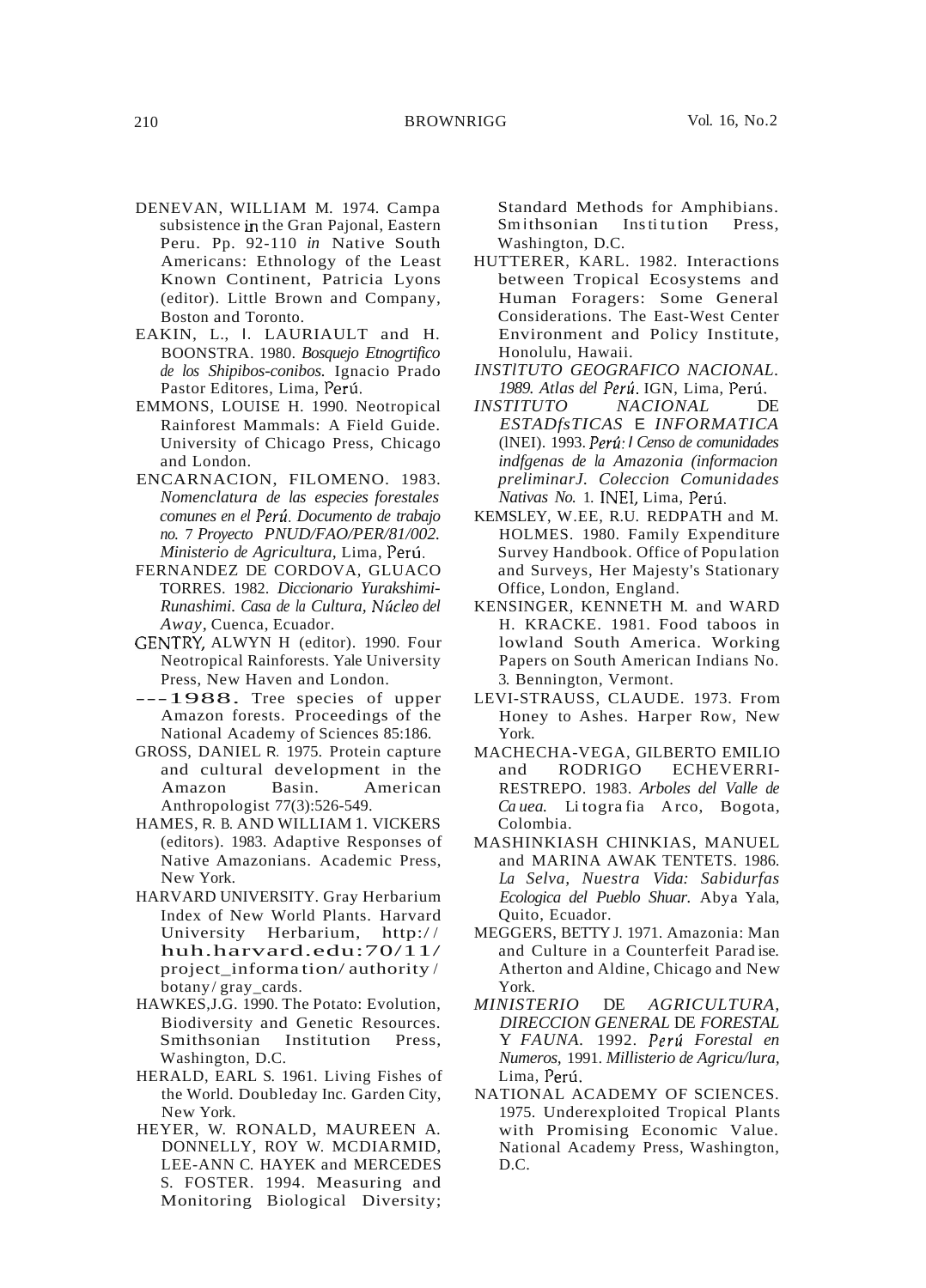DENEVAN, WILLIAM M. 1974. Campa subsistence in the Gran Pajonal, Eastern Peru. Pp. 92-110 *in* Native South Americans: Ethnology of the Least Known Continent, Patricia Lyons (editor). Little Brown and Company, Boston and Toronto.

EAKIN, L., I. LAURIAULT and H. BOONSTRA. 1980. *Bosquejo Etnogrtifico de los Shipibos-conibos.* Ignacio Prado Pastor Editores, Lima, Perú.

EMMONS, LOUISE H. 1990. Neotropical Rainforest Mammals: A Field Guide. University of Chicago Press, Chicago and London.

ENCARNACION, FILOMENO. 1983. *Nomenclatura de las especies forestales comunes en el Perú. Documento de trabajo no. 7 Proyecto PNUD/FAO/PER/81/002. Ministerio de Agricultura,* Lima, Perú.

FERNANDEZ DE CORDOVA, GLUACO TORRES. 1982. *Diccionario Yurakshimi-Runashimi. Casa de la Cultura, Núcleo del Away,* Cuenca, Ecuador.

GENTRY, ALWYN H (editor). 1990. Four Neotropical Rainforests. Yale University Press, New Haven and London.

---1988. Tree species of upper Amazon forests. Proceedings of the National Academy of Sciences 85:186.

GROSS, DANIEL R. 1975. Protein capture and cultural development in the Amazon Basin. American Anthropologist 77(3):526-549.

HAMES, R. B. AND WILLIAM 1. VICKERS (editors). 1983. Adaptive Responses of Native Amazonians. Academic Press, New York.

HARVARD UNIVERSITY. Gray Herbarium Index of New World Plants. Harvard University Herbarium, http://huh.harvard.edu:70/11/project_information/authority/botany/gray_cards.

HAWKES, J.G. 1990. The Potato: Evolution, Biodiversity and Genetic Resources. Smithsonian Institution Press, Washington, D.C.

HERALD, EARL S. 1961. Living Fishes of the World. Doubleday Inc. Garden City, New York.

HEYER, W. RONALD, MAUREEN A. DONNELLY, ROY W. MCDIARMID, LEE-ANN C. HAYEK and MERCEDES S. FOSTER. 1994. Measuring and Monitoring Biological Diversity; Standard Methods for Amphibians. Smithsonian Institution Press, Washington, D.C.

HUTTERER, KARL. 1982. Interactions between Tropical Ecosystems and Human Foragers: Some General Considerations. The East-West Center Environment and Policy Institute, Honolulu, Hawaii.

*INSTlTUTO GEOGRAFICO NACIONAL. 1989. Atlas del Perú.* IGN, Lima, Perú.

*INSTITUTO NACIONAL* DE *ESTADfsTICAS* E *INFORMATICA* (lNEI). 1993. *Perú: I Censo de comunidades indfgenas de la Amazonia (informacion preliminarJ. Coleccion Comunidades Nativas No.* 1. INEI, Lima, Perú.

KEMSLEY, W.EE, R.U. REDPATH and M. HOLMES. 1980. Family Expenditure Survey Handbook. Office of Population and Surveys, Her Majesty's Stationary Office, London, England.

KENSINGER, KENNETH M. and WARD H. KRACKE. 1981. Food taboos in lowland South America. Working Papers on South American Indians No. 3. Bennington, Vermont.

LEVI-STRAUSS, CLAUDE. 1973. From Honey to Ashes. Harper Row, New York.

MACHECHA-VEGA, GILBERTO EMILIO and RODRIGO ECHEVERRI-RESTREPO. 1983. *Arboles del Valle de Ca uea.* Li togra fia Arco, Bogota, Colombia.

MASHINKIASH CHINKIAS, MANUEL and MARINA AWAK TENTETS. 1986. *La Selva, Nuestra Vida: Sabidurfas Ecologica del Pueblo Shuar.* Abya Yala, Quito, Ecuador.

MEGGERS, BETTY J. 1971. Amazonia: Man and Culture in a Counterfeit Paradise. Atherton and Aldine, Chicago and New York.

*MINISTERIO* DE *AGRICULTURA, DIRECCION GENERAL* DE *FORESTAL* Y *FAUNA.* 1992. *Perú Forestal en Numeros,* 1991. *Millisterio de Agricu/lura,* Lima, Perú.

NATIONAL ACADEMY OF SCIENCES. 1975. Underexploited Tropical Plants with Promising Economic Value. National Academy Press, Washington, D.C.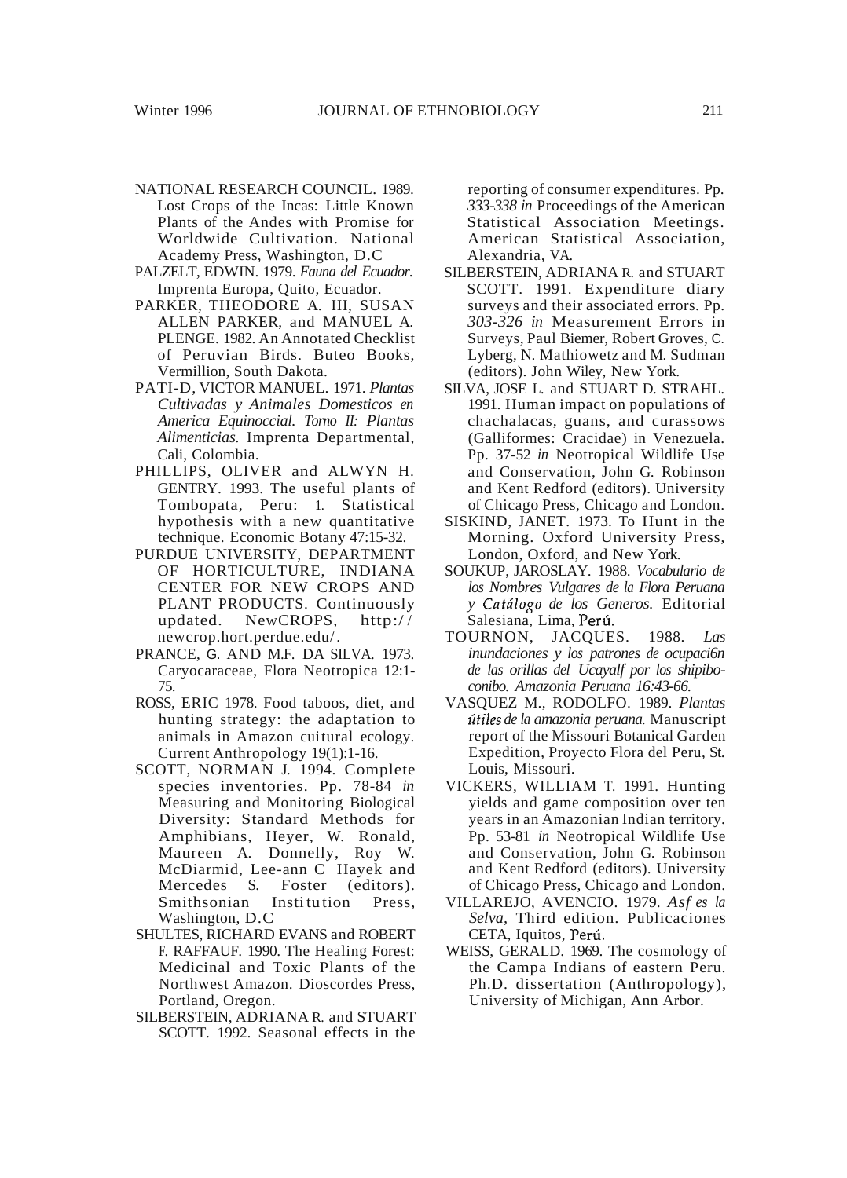NATIONAL RESEARCH COUNCIL. 1989. Lost Crops of the Incas: Little Known Plants of the Andes with Promise for Worldwide Cultivation. National Academy Press, Washington, D.C

PALZELT, EDWIN. 1979. *Fauna del Ecuador.* Imprenta Europa, Quito, Ecuador.

PARKER, THEODORE A. III, SUSAN ALLEN PARKER, and MANUEL A. PLENGE. 1982. An Annotated Checklist of Peruvian Birds. Buteo Books, Vermillion, South Dakota.

PATI-D, VICTOR MANUEL. 1971. *Plantas Cultivadas y Animales Domesticos en America Equinoccial. Torno II: Plantas Alimenticias.* Imprenta Departmental, Cali, Colombia.

PHILLIPS, OLIVER and ALWYN H. GENTRY. 1993. The useful plants of Tombopata, Peru: 1. Statistical hypothesis with a new quantitative technique. Economic Botany 47:15-32.

PURDUE UNIVERSITY, DEPARTMENT OF HORTICULTURE, INDIANA CENTER FOR NEW CROPS AND PLANT PRODUCTS. Continuously updated. NewCROPS, http://newcrop.hort.perdue.edu/.

PRANCE, G. AND M.F. DA SILVA. 1973. Caryocaraceae, Flora Neotropica 12:1-75.

ROSS, ERIC 1978. Food taboos, diet, and hunting strategy: the adaptation to animals in Amazon cuitural ecology. Current Anthropology 19(1):1-16.

SCOTT, NORMAN J. 1994. Complete species inventories. Pp. 78-84 *in* Measuring and Monitoring Biological Diversity: Standard Methods for Amphibians, Heyer, W. Ronald, Maureen A. Donnelly, Roy W. McDiarmid, Lee-ann C Hayek and Mercedes S. Foster (editors). Smithsonian Institution Press, Washington, D.C

SHULTES, RICHARD EVANS and ROBERT F. RAFFAUF. 1990. The Healing Forest: Medicinal and Toxic Plants of the Northwest Amazon. Dioscordes Press, Portland, Oregon.

SILBERSTEIN, ADRIANA R. and STUART SCOTT. 1992. Seasonal effects in the reporting of consumer expenditures. Pp. *333-338 in* Proceedings of the American Statistical Association Meetings. American Statistical Association, Alexandria, VA.

SILBERSTEIN, ADRIANA R. and STUART SCOTT. 1991. Expenditure diary surveys and their associated errors. Pp. *303-326 in* Measurement Errors in Surveys, Paul Biemer, Robert Groves, C. Lyberg, N. Mathiowetz and M. Sudman (editors). John Wiley, New York.

SILVA, JOSE L. and STUART D. STRAHL. 1991. Human impact on populations of chachalacas, guans, and curassows (Galliformes: Cracidae) in Venezuela. Pp. 37-52 *in* Neotropical Wildlife Use and Conservation, John G. Robinson and Kent Redford (editors). University of Chicago Press, Chicago and London.

SISKIND, JANET. 1973. To Hunt in the Morning. Oxford University Press, London, Oxford, and New York.

SOUKUP, JAROSLAY. 1988. *Vocabulario de los Nombres Vulgares de la Flora Peruana y Catálogo de los Generos.* Editorial Salesiana, Lima, Perú.

TOURNON, JACQUES. 1988. *Las inundaciones y los patrones de ocupaci6n de las orillas del Ucayalf por los shipibo-conibo. Amazonia Peruana 16:43-66.*

VASQUEZ M., RODOLFO. 1989. *Plantas útiles de la amazonia peruana.* Manuscript report of the Missouri Botanical Garden Expedition, Proyecto Flora del Peru, St. Louis, Missouri.

VICKERS, WILLIAM T. 1991. Hunting yields and game composition over ten years in an Amazonian Indian territory. Pp. 53-81 *in* Neotropical Wildlife Use and Conservation, John G. Robinson and Kent Redford (editors). University of Chicago Press, Chicago and London.

VILLAREJO, AVENCIO. 1979. *Asf es la Selva,* Third edition. Publicaciones CETA, Iquitos, Perú.

WEISS, GERALD. 1969. The cosmology of the Campa Indians of eastern Peru. Ph.D. dissertation (Anthropology), University of Michigan, Ann Arbor.